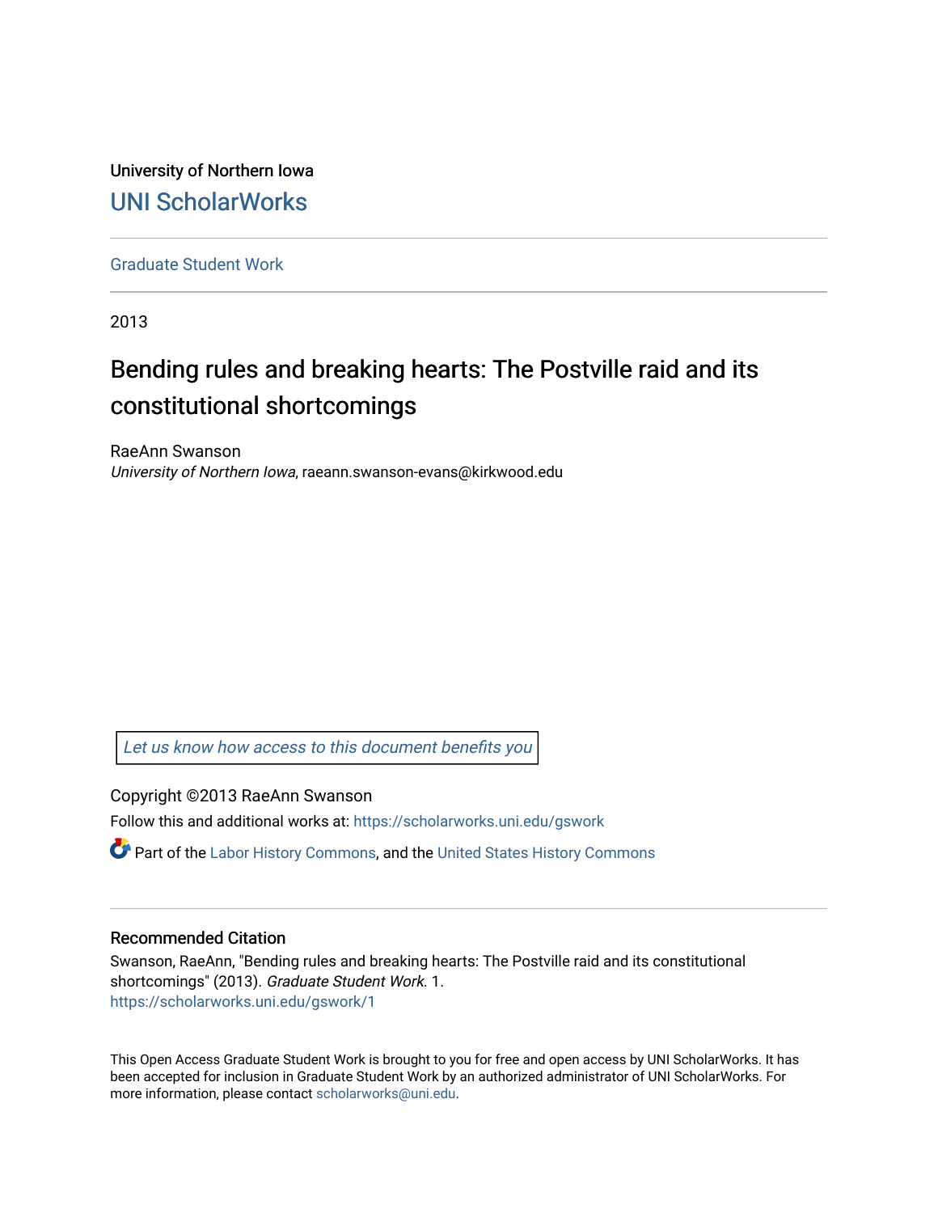University of Northern Iowa

UNI ScholarWorks

Graduate Student Work

2013

# Bending rules and breaking hearts: The Postville raid and its constitutional shortcomings

RaeAnn Swanson
*University of Northern Iowa*, raeann.swanson-evans@kirkwood.edu

*Let us know how access to this document benefits you*

Copyright ©2013 RaeAnn Swanson

Follow this and additional works at: https://scholarworks.uni.edu/gswork

Part of the Labor History Commons, and the United States History Commons

## Recommended Citation

Swanson, RaeAnn, "Bending rules and breaking hearts: The Postville raid and its constitutional shortcomings" (2013). *Graduate Student Work*. 1.
https://scholarworks.uni.edu/gswork/1

This Open Access Graduate Student Work is brought to you for free and open access by UNI ScholarWorks. It has been accepted for inclusion in Graduate Student Work by an authorized administrator of UNI ScholarWorks. For more information, please contact scholarworks@uni.edu.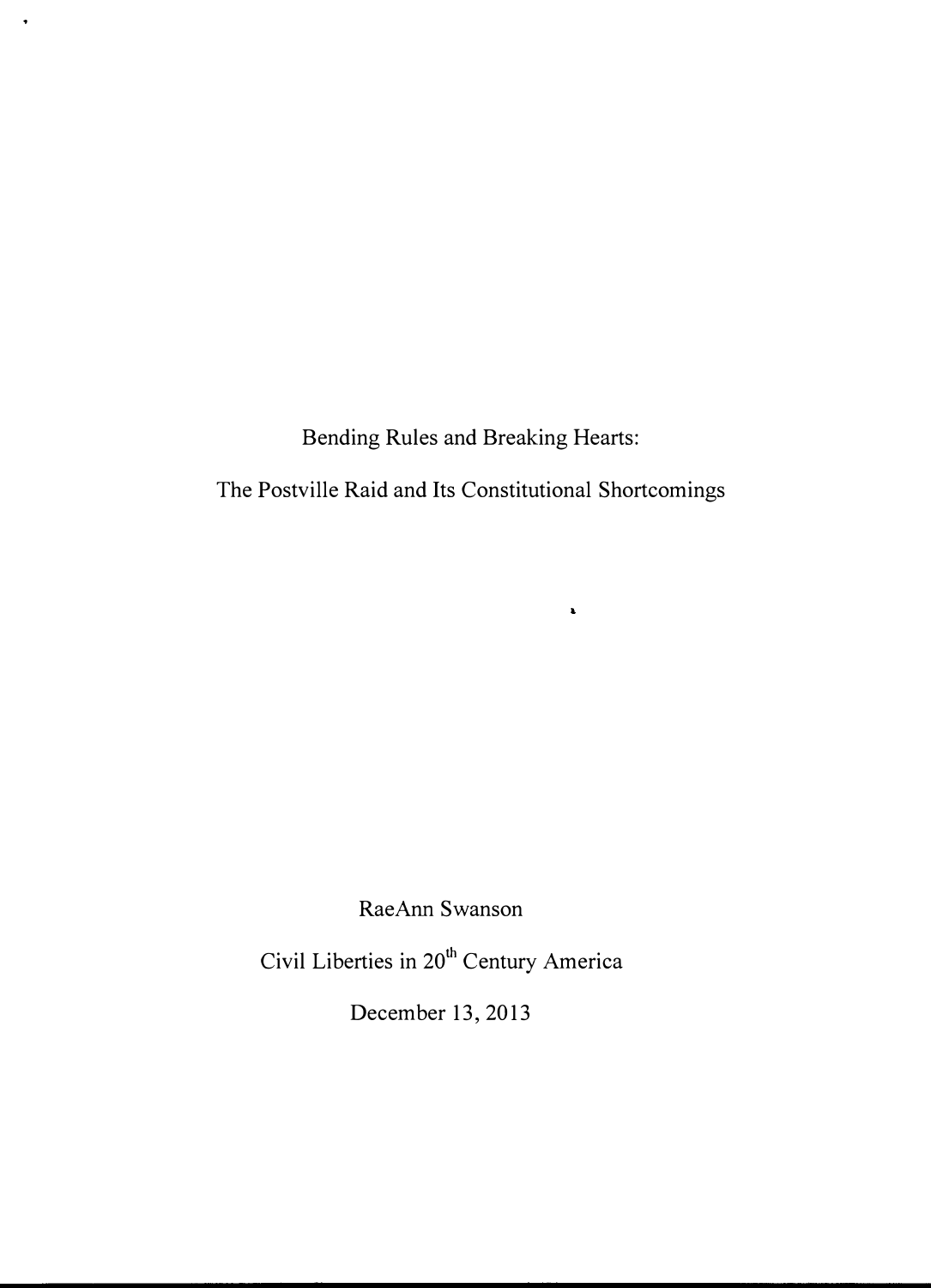# Bending Rules and Breaking Hearts:

# The Postville Raid and Its Constitutional Shortcomings

RaeAnn Swanson

Civil Liberties in 20th Century America

December 13, 2013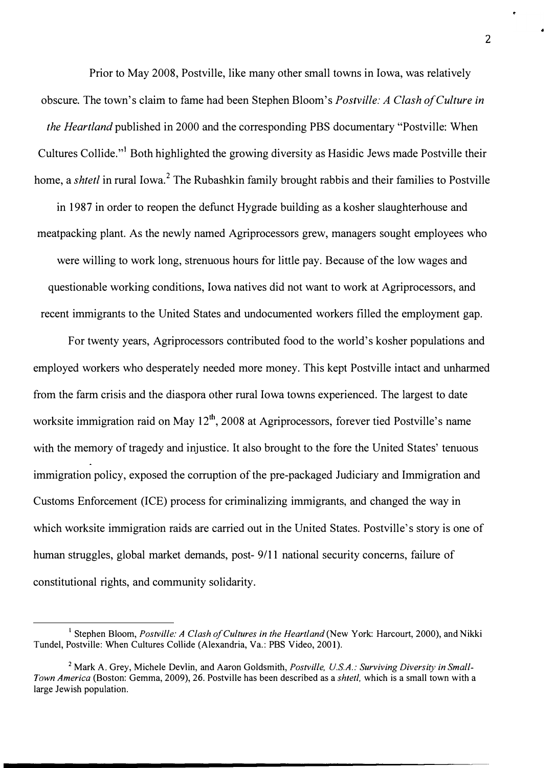Prior to May 2008, Postville, like many other small towns in Iowa, was relatively obscure. The town's claim to fame had been Stephen Bloom's *Postville: A Clash of Culture in the Heartland* published in 2000 and the corresponding PBS documentary "Postville: When Cultures Collide."[1] Both highlighted the growing diversity as Hasidic Jews made Postville their home, a *shtetl* in rural Iowa.[2] The Rubashkin family brought rabbis and their families to Postville in 1987 in order to reopen the defunct Hygrade building as a kosher slaughterhouse and meatpacking plant. As the newly named Agriprocessors grew, managers sought employees who were willing to work long, strenuous hours for little pay. Because of the low wages and questionable working conditions, Iowa natives did not want to work at Agriprocessors, and recent immigrants to the United States and undocumented workers filled the employment gap.

For twenty years, Agriprocessors contributed food to the world's kosher populations and employed workers who desperately needed more money. This kept Postville intact and unharmed from the farm crisis and the diaspora other rural Iowa towns experienced. The largest to date worksite immigration raid on May 12th, 2008 at Agriprocessors, forever tied Postville's name with the memory of tragedy and injustice. It also brought to the fore the United States' tenuous immigration policy, exposed the corruption of the pre-packaged Judiciary and Immigration and Customs Enforcement (ICE) process for criminalizing immigrants, and changed the way in which worksite immigration raids are carried out in the United States. Postville's story is one of human struggles, global market demands, post- 9/11 national security concerns, failure of constitutional rights, and community solidarity.

---

[1] Stephen Bloom, *Postville: A Clash of Cultures in the Heartland* (New York: Harcourt, 2000), and Nikki Tundel, Postville: When Cultures Collide (Alexandria, Va.: PBS Video, 2001).

[2] Mark A. Grey, Michele Devlin, and Aaron Goldsmith, *Postville, U.S.A.: Surviving Diversity in Small-Town America* (Boston: Gemma, 2009), 26. Postville has been described as a *shtetl,* which is a small town with a large Jewish population.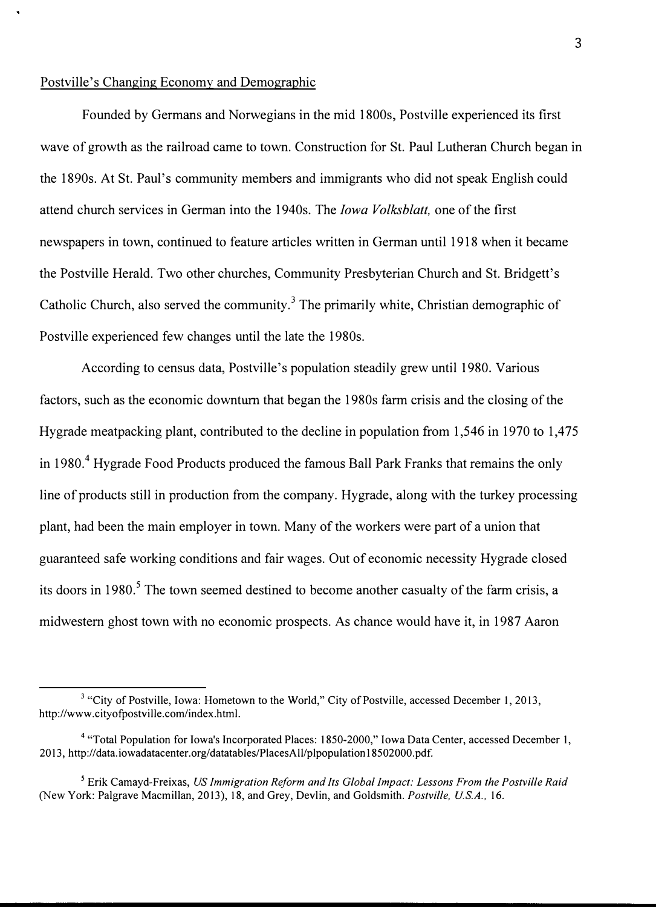Postville's Changing Economy and Demographic

Founded by Germans and Norwegians in the mid 1800s, Postville experienced its first wave of growth as the railroad came to town. Construction for St. Paul Lutheran Church began in the 1890s. At St. Paul's community members and immigrants who did not speak English could attend church services in German into the 1940s. The *Iowa Volksblatt,* one of the first newspapers in town, continued to feature articles written in German until 1918 when it became the Postville Herald. Two other churches, Community Presbyterian Church and St. Bridgett's Catholic Church, also served the community.[3] The primarily white, Christian demographic of Postville experienced few changes until the late the 1980s.

According to census data, Postville's population steadily grew until 1980. Various factors, such as the economic downturn that began the 1980s farm crisis and the closing of the Hygrade meatpacking plant, contributed to the decline in population from 1,546 in 1970 to 1,475 in 1980.[4] Hygrade Food Products produced the famous Ball Park Franks that remains the only line of products still in production from the company. Hygrade, along with the turkey processing plant, had been the main employer in town. Many of the workers were part of a union that guaranteed safe working conditions and fair wages. Out of economic necessity Hygrade closed its doors in 1980.[5] The town seemed destined to become another casualty of the farm crisis, a midwestern ghost town with no economic prospects. As chance would have it, in 1987 Aaron

---

[3] "City of Postville, Iowa: Hometown to the World," City of Postville, accessed December 1, 2013, http://www.cityofpostville.com/index.html.

[4] "Total Population for Iowa's Incorporated Places: 1850-2000," Iowa Data Center, accessed December 1, 2013, http://data.iowadatacenter.org/datatables/PlacesAll/plpopulation18502000.pdf.

[5] Erik Camayd-Freixas, *US Immigration Reform and Its Global Impact: Lessons From the Postville Raid* (New York: Palgrave Macmillan, 2013), 18, and Grey, Devlin, and Goldsmith. *Postville, U.S.A.,* 16.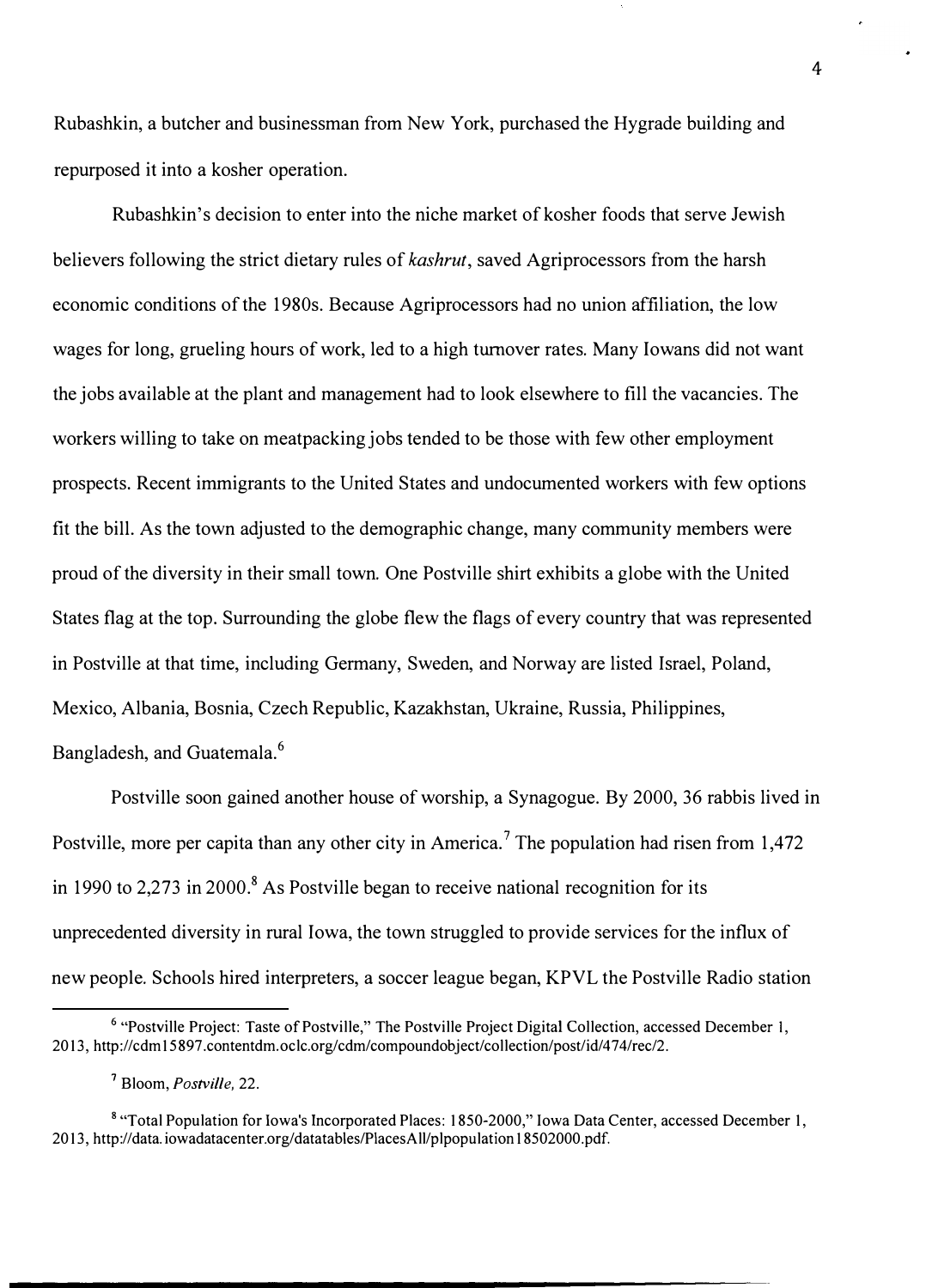Rubashkin, a butcher and businessman from New York, purchased the Hygrade building and repurposed it into a kosher operation.

Rubashkin's decision to enter into the niche market of kosher foods that serve Jewish believers following the strict dietary rules of *kashrut*, saved Agriprocessors from the harsh economic conditions of the 1980s. Because Agriprocessors had no union affiliation, the low wages for long, grueling hours of work, led to a high turnover rates. Many Iowans did not want the jobs available at the plant and management had to look elsewhere to fill the vacancies. The workers willing to take on meatpacking jobs tended to be those with few other employment prospects. Recent immigrants to the United States and undocumented workers with few options fit the bill. As the town adjusted to the demographic change, many community members were proud of the diversity in their small town. One Postville shirt exhibits a globe with the United States flag at the top. Surrounding the globe flew the flags of every country that was represented in Postville at that time, including Germany, Sweden, and Norway are listed Israel, Poland, Mexico, Albania, Bosnia, Czech Republic, Kazakhstan, Ukraine, Russia, Philippines, Bangladesh, and Guatemala.[6]

Postville soon gained another house of worship, a Synagogue. By 2000, 36 rabbis lived in Postville, more per capita than any other city in America.[7] The population had risen from 1,472 in 1990 to 2,273 in 2000.[8] As Postville began to receive national recognition for its unprecedented diversity in rural Iowa, the town struggled to provide services for the influx of new people. Schools hired interpreters, a soccer league began, KPVL the Postville Radio station

---

[6] "Postville Project: Taste of Postville," The Postville Project Digital Collection, accessed December 1, 2013, http://cdm15897.contentdm.oclc.org/cdm/compoundobject/collection/post/id/474/rec/2.

[7] Bloom, *Postville*, 22.

[8] "Total Population for Iowa's Incorporated Places: 1850-2000," Iowa Data Center, accessed December 1, 2013, http://data.iowadatacenter.org/datatables/PlacesAll/plpopulation18502000.pdf.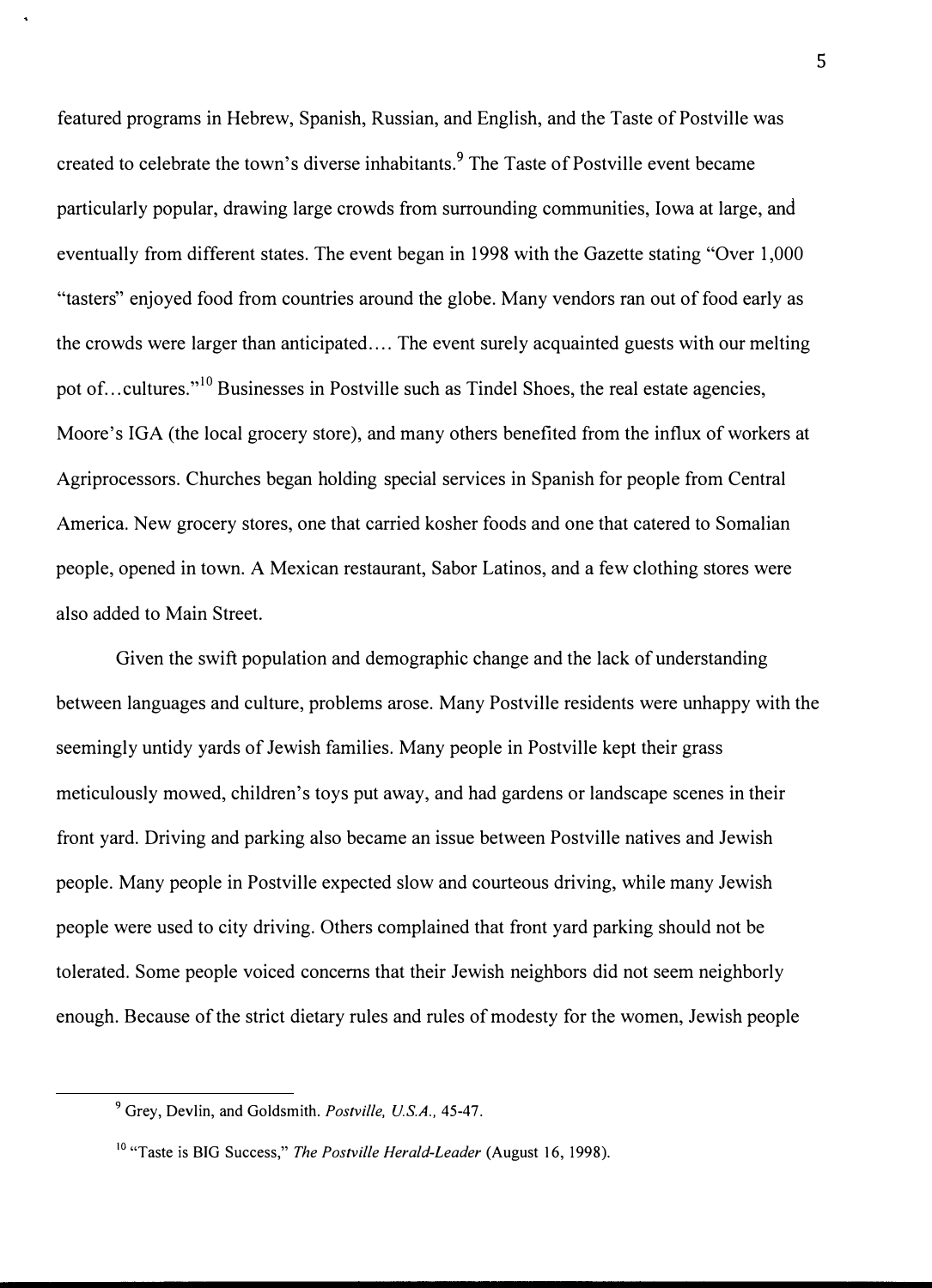featured programs in Hebrew, Spanish, Russian, and English, and the Taste of Postville was created to celebrate the town's diverse inhabitants.[9] The Taste of Postville event became particularly popular, drawing large crowds from surrounding communities, Iowa at large, and eventually from different states. The event began in 1998 with the Gazette stating "Over 1,000 "tasters" enjoyed food from countries around the globe. Many vendors ran out of food early as the crowds were larger than anticipated.... The event surely acquainted guests with our melting pot of...cultures."[10] Businesses in Postville such as Tindel Shoes, the real estate agencies, Moore's IGA (the local grocery store), and many others benefited from the influx of workers at Agriprocessors. Churches began holding special services in Spanish for people from Central America. New grocery stores, one that carried kosher foods and one that catered to Somalian people, opened in town. A Mexican restaurant, Sabor Latinos, and a few clothing stores were also added to Main Street.

Given the swift population and demographic change and the lack of understanding between languages and culture, problems arose. Many Postville residents were unhappy with the seemingly untidy yards of Jewish families. Many people in Postville kept their grass meticulously mowed, children's toys put away, and had gardens or landscape scenes in their front yard. Driving and parking also became an issue between Postville natives and Jewish people. Many people in Postville expected slow and courteous driving, while many Jewish people were used to city driving. Others complained that front yard parking should not be tolerated. Some people voiced concerns that their Jewish neighbors did not seem neighborly enough. Because of the strict dietary rules and rules of modesty for the women, Jewish people

---

[9] Grey, Devlin, and Goldsmith. *Postville, U.S.A.,* 45-47.

[10] "Taste is BIG Success," *The Postville Herald-Leader* (August 16, 1998).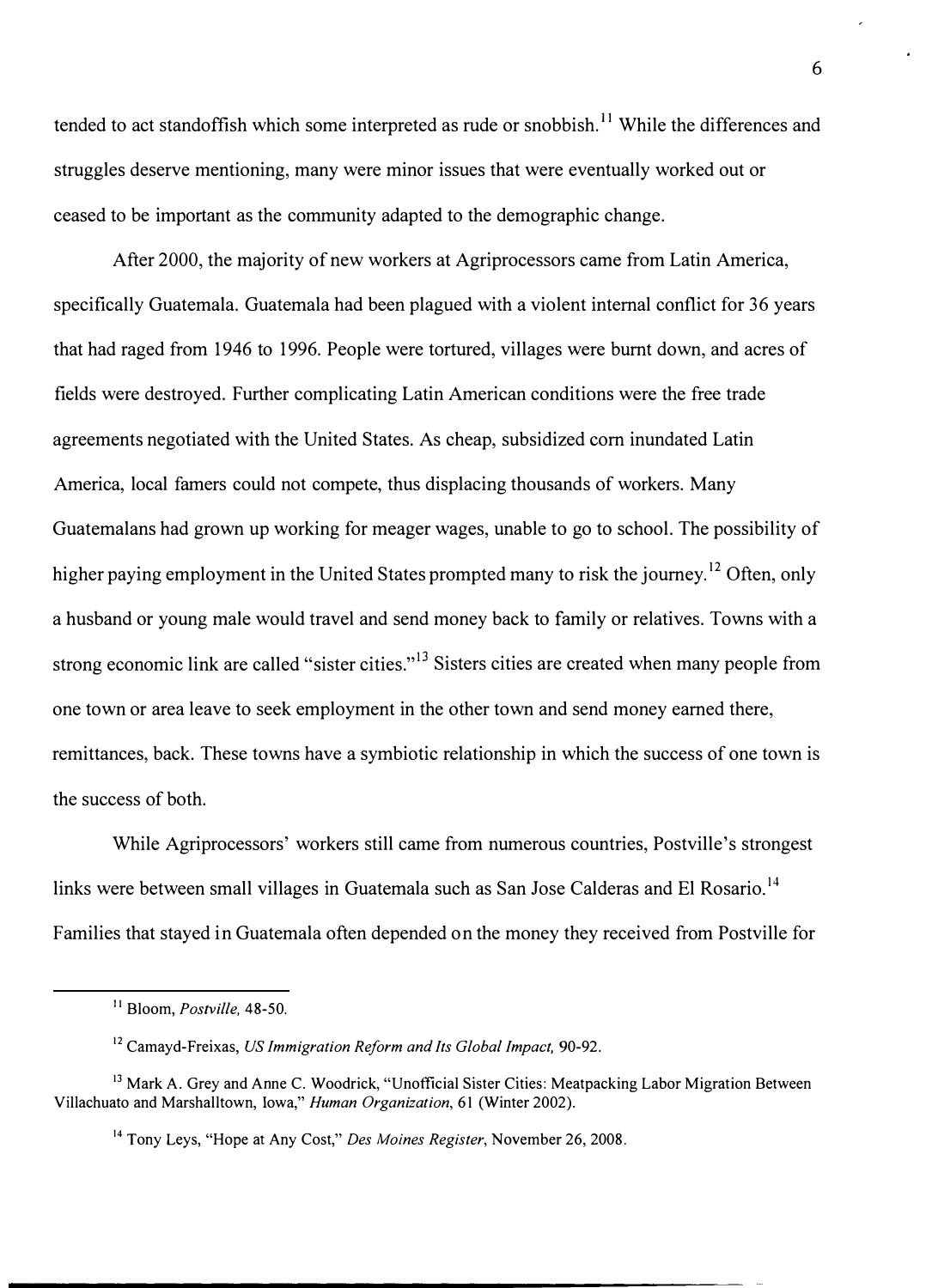tended to act standoffish which some interpreted as rude or snobbish.[11] While the differences and struggles deserve mentioning, many were minor issues that were eventually worked out or ceased to be important as the community adapted to the demographic change.

After 2000, the majority of new workers at Agriprocessors came from Latin America, specifically Guatemala. Guatemala had been plagued with a violent internal conflict for 36 years that had raged from 1946 to 1996. People were tortured, villages were burnt down, and acres of fields were destroyed. Further complicating Latin American conditions were the free trade agreements negotiated with the United States. As cheap, subsidized corn inundated Latin America, local famers could not compete, thus displacing thousands of workers. Many Guatemalans had grown up working for meager wages, unable to go to school. The possibility of higher paying employment in the United States prompted many to risk the journey.[12] Often, only a husband or young male would travel and send money back to family or relatives. Towns with a strong economic link are called "sister cities."[13] Sisters cities are created when many people from one town or area leave to seek employment in the other town and send money earned there, remittances, back. These towns have a symbiotic relationship in which the success of one town is the success of both.

While Agriprocessors' workers still came from numerous countries, Postville's strongest links were between small villages in Guatemala such as San Jose Calderas and El Rosario.[14] Families that stayed in Guatemala often depended on the money they received from Postville for

---

[11] Bloom, *Postville,* 48-50.

[12] Camayd-Freixas, *US Immigration Reform and Its Global Impact,* 90-92.

[13] Mark A. Grey and Anne C. Woodrick, "Unofficial Sister Cities: Meatpacking Labor Migration Between Villachuato and Marshalltown, Iowa," *Human Organization*, 61 (Winter 2002).

[14] Tony Leys, "Hope at Any Cost," *Des Moines Register*, November 26, 2008.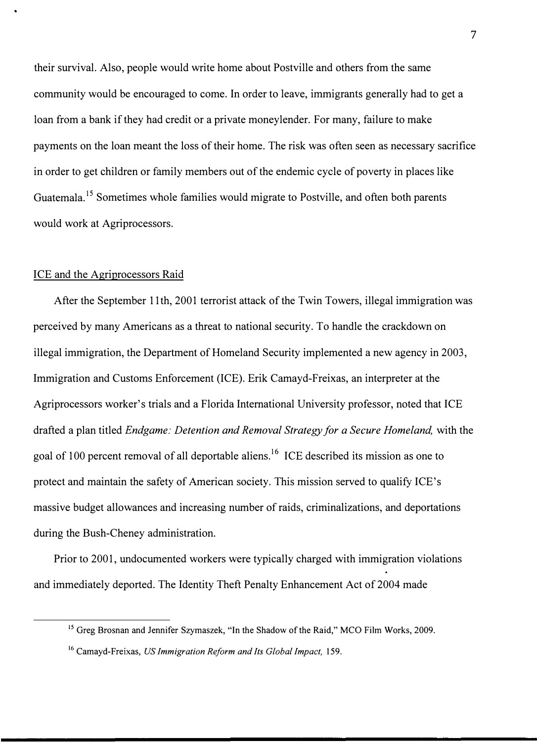their survival. Also, people would write home about Postville and others from the same community would be encouraged to come. In order to leave, immigrants generally had to get a loan from a bank if they had credit or a private moneylender. For many, failure to make payments on the loan meant the loss of their home. The risk was often seen as necessary sacrifice in order to get children or family members out of the endemic cycle of poverty in places like Guatemala.[15] Sometimes whole families would migrate to Postville, and often both parents would work at Agriprocessors.

## ICE and the Agriprocessors Raid

After the September 11th, 2001 terrorist attack of the Twin Towers, illegal immigration was perceived by many Americans as a threat to national security. To handle the crackdown on illegal immigration, the Department of Homeland Security implemented a new agency in 2003, Immigration and Customs Enforcement (ICE). Erik Camayd-Freixas, an interpreter at the Agriprocessors worker's trials and a Florida International University professor, noted that ICE drafted a plan titled *Endgame: Detention and Removal Strategy for a Secure Homeland,* with the goal of 100 percent removal of all deportable aliens.[16] ICE described its mission as one to protect and maintain the safety of American society. This mission served to qualify ICE's massive budget allowances and increasing number of raids, criminalizations, and deportations during the Bush-Cheney administration.

Prior to 2001, undocumented workers were typically charged with immigration violations and immediately deported. The Identity Theft Penalty Enhancement Act of 2004 made

---

[15] Greg Brosnan and Jennifer Szymaszek, "In the Shadow of the Raid," MCO Film Works, 2009.

[16] Camayd-Freixas, *US Immigration Reform and Its Global Impact,* 159.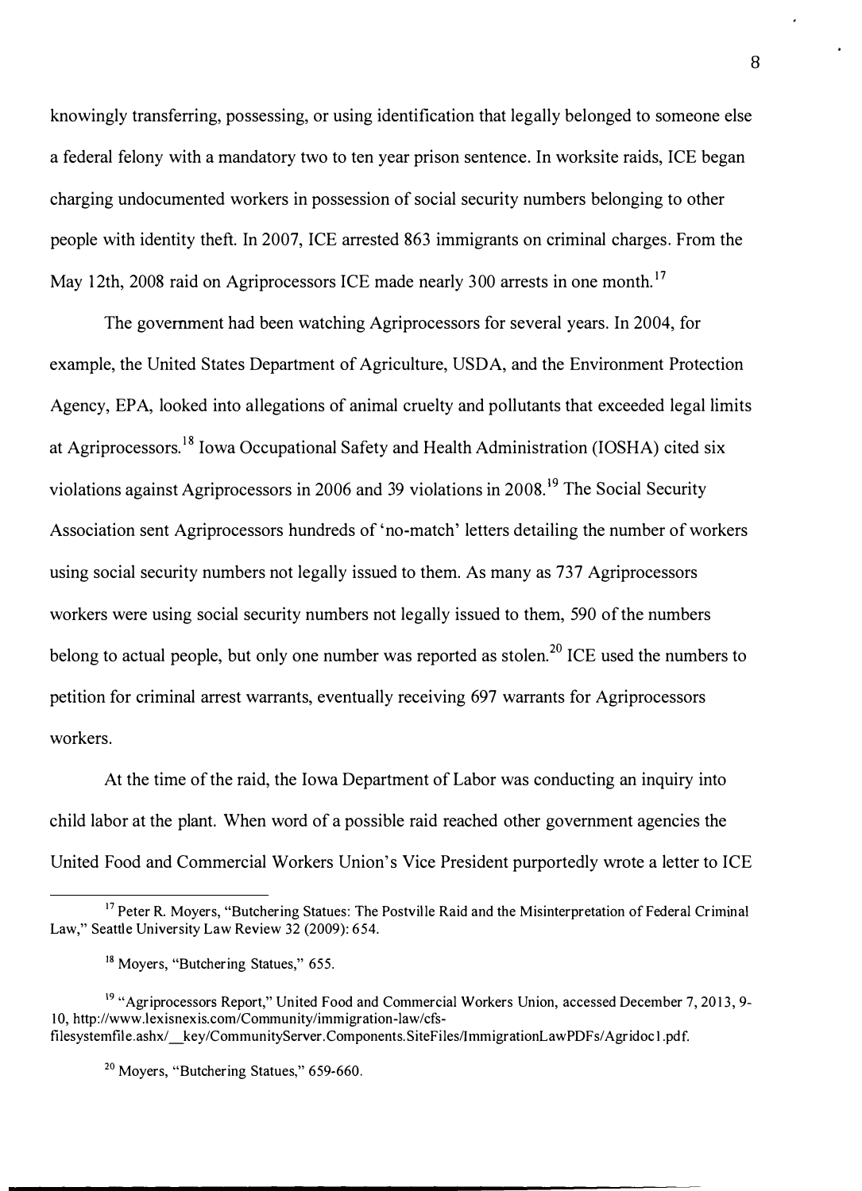knowingly transferring, possessing, or using identification that legally belonged to someone else a federal felony with a mandatory two to ten year prison sentence. In worksite raids, ICE began charging undocumented workers in possession of social security numbers belonging to other people with identity theft. In 2007, ICE arrested 863 immigrants on criminal charges. From the May 12th, 2008 raid on Agriprocessors ICE made nearly 300 arrests in one month.[17]

The government had been watching Agriprocessors for several years. In 2004, for example, the United States Department of Agriculture, USDA, and the Environment Protection Agency, EPA, looked into allegations of animal cruelty and pollutants that exceeded legal limits at Agriprocessors.[18] Iowa Occupational Safety and Health Administration (IOSHA) cited six violations against Agriprocessors in 2006 and 39 violations in 2008.[19] The Social Security Association sent Agriprocessors hundreds of 'no-match' letters detailing the number of workers using social security numbers not legally issued to them. As many as 737 Agriprocessors workers were using social security numbers not legally issued to them, 590 of the numbers belong to actual people, but only one number was reported as stolen.[20] ICE used the numbers to petition for criminal arrest warrants, eventually receiving 697 warrants for Agriprocessors workers.

At the time of the raid, the Iowa Department of Labor was conducting an inquiry into child labor at the plant. When word of a possible raid reached other government agencies the United Food and Commercial Workers Union's Vice President purportedly wrote a letter to ICE

---

[17] Peter R. Moyers, "Butchering Statues: The Postville Raid and the Misinterpretation of Federal Criminal Law," Seattle University Law Review 32 (2009): 654.

[18] Moyers, "Butchering Statues," 655.

[19] "Agriprocessors Report," United Food and Commercial Workers Union, accessed December 7, 2013, 9-10, http://www.lexisnexis.com/Community/immigration-law/cfs-filesystemfile.ashx/__key/CommunityServer.Components.SiteFiles/ImmigrationLawPDFs/Agridoc1.pdf.

[20] Moyers, "Butchering Statues," 659-660.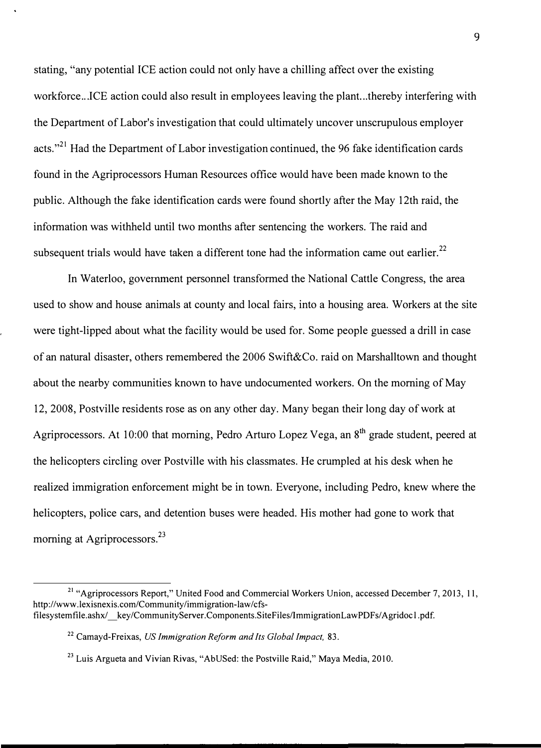stating, "any potential ICE action could not only have a chilling affect over the existing workforce...ICE action could also result in employees leaving the plant...thereby interfering with the Department of Labor's investigation that could ultimately uncover unscrupulous employer acts."[21] Had the Department of Labor investigation continued, the 96 fake identification cards found in the Agriprocessors Human Resources office would have been made known to the public. Although the fake identification cards were found shortly after the May 12th raid, the information was withheld until two months after sentencing the workers. The raid and subsequent trials would have taken a different tone had the information came out earlier.[22]

In Waterloo, government personnel transformed the National Cattle Congress, the area used to show and house animals at county and local fairs, into a housing area. Workers at the site were tight-lipped about what the facility would be used for. Some people guessed a drill in case of an natural disaster, others remembered the 2006 Swift&Co. raid on Marshalltown and thought about the nearby communities known to have undocumented workers. On the morning of May 12, 2008, Postville residents rose as on any other day. Many began their long day of work at Agriprocessors. At 10:00 that morning, Pedro Arturo Lopez Vega, an 8th grade student, peered at the helicopters circling over Postville with his classmates. He crumpled at his desk when he realized immigration enforcement might be in town. Everyone, including Pedro, knew where the helicopters, police cars, and detention buses were headed. His mother had gone to work that morning at Agriprocessors.[23]

---

[21] "Agriprocessors Report," United Food and Commercial Workers Union, accessed December 7, 2013, 11, http://www.lexisnexis.com/Community/immigration-law/cfs-filesystemfile.ashx/__key/CommunityServer.Components.SiteFiles/ImmigrationLawPDFs/Agridoc1.pdf.

[22] Camayd-Freixas, *US Immigration Reform and Its Global Impact,* 83.

[23] Luis Argueta and Vivian Rivas, "AbUSed: the Postville Raid," Maya Media, 2010.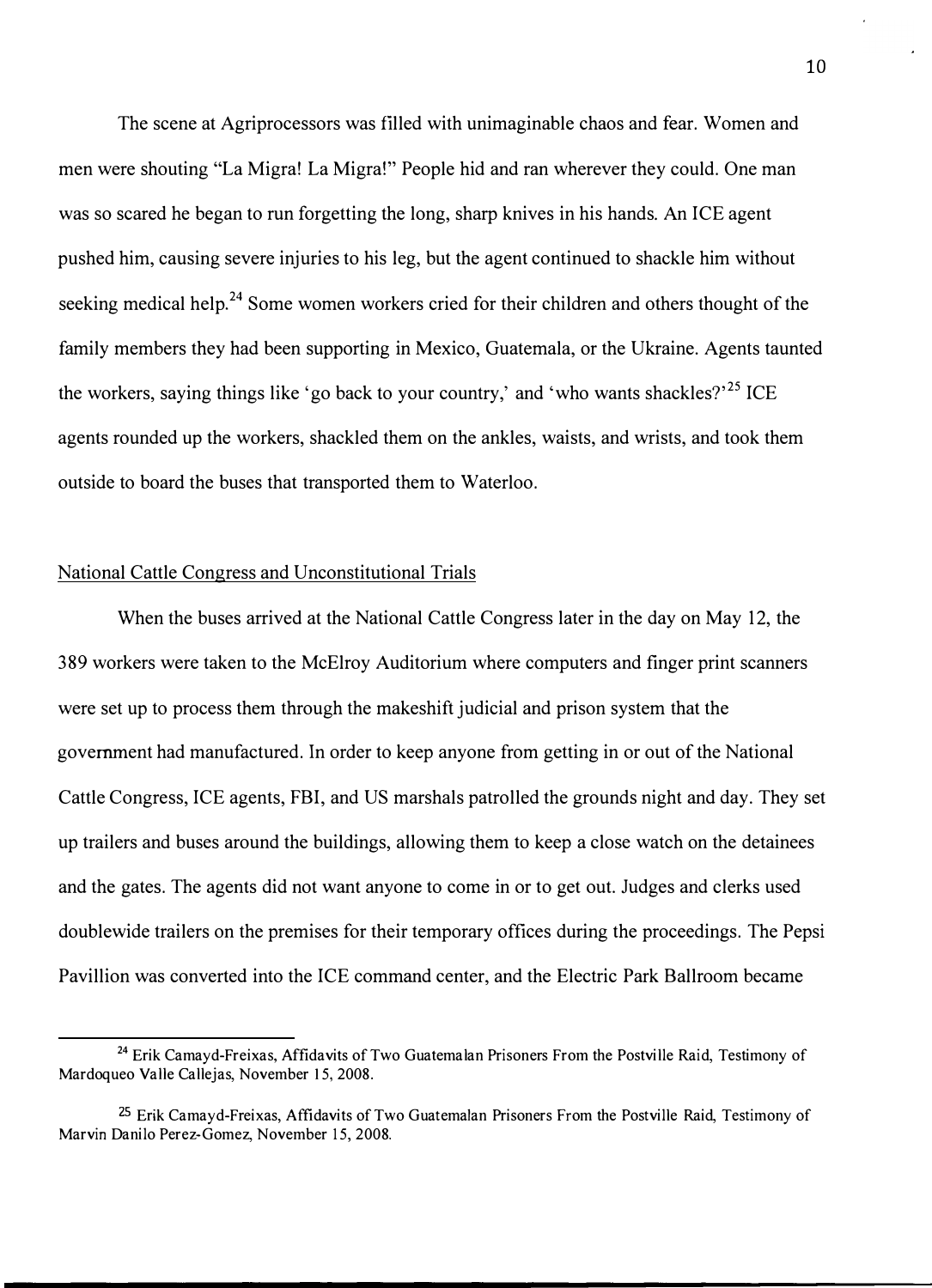The scene at Agriprocessors was filled with unimaginable chaos and fear. Women and men were shouting "La Migra! La Migra!" People hid and ran wherever they could. One man was so scared he began to run forgetting the long, sharp knives in his hands. An ICE agent pushed him, causing severe injuries to his leg, but the agent continued to shackle him without seeking medical help.[24] Some women workers cried for their children and others thought of the family members they had been supporting in Mexico, Guatemala, or the Ukraine. Agents taunted the workers, saying things like 'go back to your country,' and 'who wants shackles?'[25] ICE agents rounded up the workers, shackled them on the ankles, waists, and wrists, and took them outside to board the buses that transported them to Waterloo.

## National Cattle Congress and Unconstitutional Trials

When the buses arrived at the National Cattle Congress later in the day on May 12, the 389 workers were taken to the McElroy Auditorium where computers and finger print scanners were set up to process them through the makeshift judicial and prison system that the government had manufactured. In order to keep anyone from getting in or out of the National Cattle Congress, ICE agents, FBI, and US marshals patrolled the grounds night and day. They set up trailers and buses around the buildings, allowing them to keep a close watch on the detainees and the gates. The agents did not want anyone to come in or to get out. Judges and clerks used doublewide trailers on the premises for their temporary offices during the proceedings. The Pepsi Pavillion was converted into the ICE command center, and the Electric Park Ballroom became

---

[24] Erik Camayd-Freixas, Affidavits of Two Guatemalan Prisoners From the Postville Raid, Testimony of Mardoqueo Valle Callejas, November 15, 2008.

[25] Erik Camayd-Freixas, Affidavits of Two Guatemalan Prisoners From the Postville Raid, Testimony of Marvin Danilo Perez-Gomez, November 15, 2008.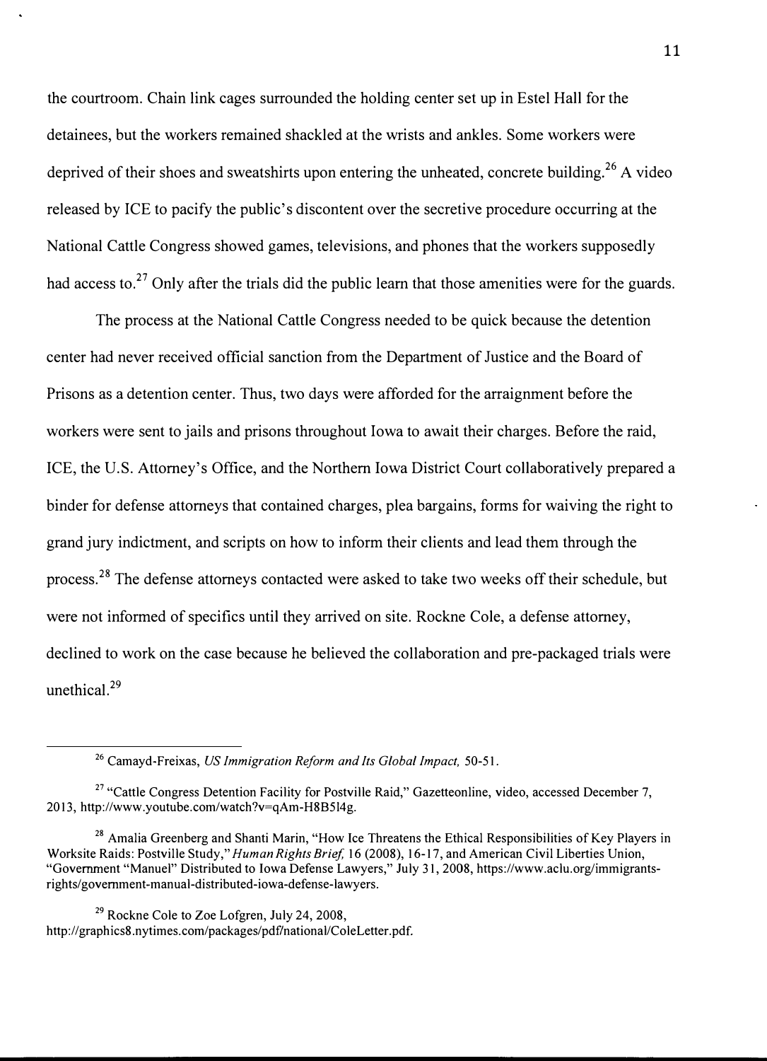the courtroom. Chain link cages surrounded the holding center set up in Estel Hall for the detainees, but the workers remained shackled at the wrists and ankles. Some workers were deprived of their shoes and sweatshirts upon entering the unheated, concrete building.[26] A video released by ICE to pacify the public's discontent over the secretive procedure occurring at the National Cattle Congress showed games, televisions, and phones that the workers supposedly had access to.[27] Only after the trials did the public learn that those amenities were for the guards.

The process at the National Cattle Congress needed to be quick because the detention center had never received official sanction from the Department of Justice and the Board of Prisons as a detention center. Thus, two days were afforded for the arraignment before the workers were sent to jails and prisons throughout Iowa to await their charges. Before the raid, ICE, the U.S. Attorney's Office, and the Northern Iowa District Court collaboratively prepared a binder for defense attorneys that contained charges, plea bargains, forms for waiving the right to grand jury indictment, and scripts on how to inform their clients and lead them through the process.[28] The defense attorneys contacted were asked to take two weeks off their schedule, but were not informed of specifics until they arrived on site. Rockne Cole, a defense attorney, declined to work on the case because he believed the collaboration and pre-packaged trials were unethical.[29]

---

[26] Camayd-Freixas, *US Immigration Reform and Its Global Impact,* 50-51.

[27] "Cattle Congress Detention Facility for Postville Raid," Gazetteonline, video, accessed December 7, 2013, http://www.youtube.com/watch?v=qAm-H8B5l4g.

[28] Amalia Greenberg and Shanti Marin, "How Ice Threatens the Ethical Responsibilities of Key Players in Worksite Raids: Postville Study," *Human Rights Brief,* 16 (2008), 16-17, and American Civil Liberties Union, "Government "Manuel" Distributed to Iowa Defense Lawyers," July 31, 2008, https://www.aclu.org/immigrants-rights/government-manual-distributed-iowa-defense-lawyers.

[29] Rockne Cole to Zoe Lofgren, July 24, 2008, http://graphics8.nytimes.com/packages/pdf/national/ColeLetter.pdf.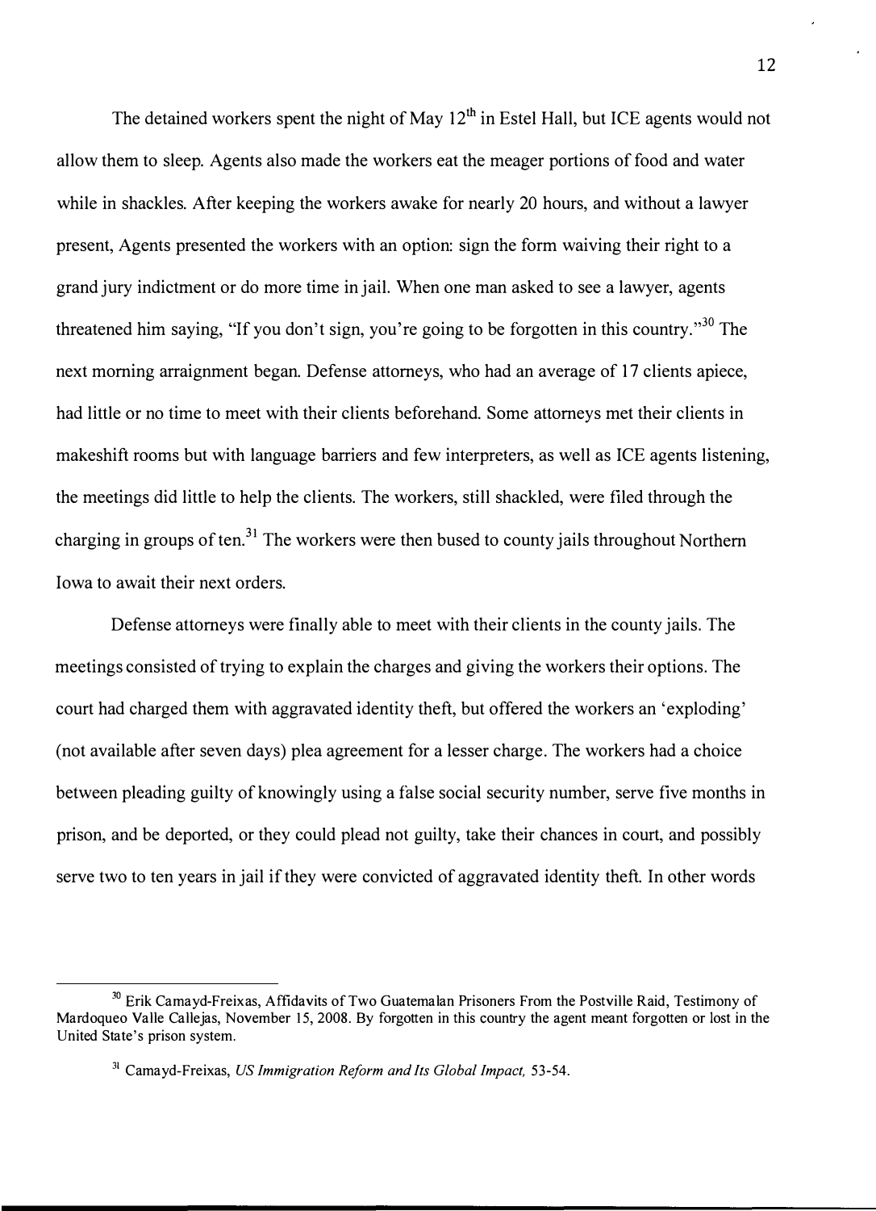The detained workers spent the night of May 12th in Estel Hall, but ICE agents would not allow them to sleep. Agents also made the workers eat the meager portions of food and water while in shackles. After keeping the workers awake for nearly 20 hours, and without a lawyer present, Agents presented the workers with an option: sign the form waiving their right to a grand jury indictment or do more time in jail. When one man asked to see a lawyer, agents threatened him saying, "If you don't sign, you're going to be forgotten in this country."[30] The next morning arraignment began. Defense attorneys, who had an average of 17 clients apiece, had little or no time to meet with their clients beforehand. Some attorneys met their clients in makeshift rooms but with language barriers and few interpreters, as well as ICE agents listening, the meetings did little to help the clients. The workers, still shackled, were filed through the charging in groups of ten.[31] The workers were then bused to county jails throughout Northern Iowa to await their next orders.

Defense attorneys were finally able to meet with their clients in the county jails. The meetings consisted of trying to explain the charges and giving the workers their options. The court had charged them with aggravated identity theft, but offered the workers an 'exploding' (not available after seven days) plea agreement for a lesser charge. The workers had a choice between pleading guilty of knowingly using a false social security number, serve five months in prison, and be deported, or they could plead not guilty, take their chances in court, and possibly serve two to ten years in jail if they were convicted of aggravated identity theft. In other words

---

[30] Erik Camayd-Freixas, Affidavits of Two Guatemalan Prisoners From the Postville Raid, Testimony of Mardoqueo Valle Callejas, November 15, 2008. By forgotten in this country the agent meant forgotten or lost in the United State's prison system.

[31] Camayd-Freixas, *US Immigration Reform and Its Global Impact,* 53-54.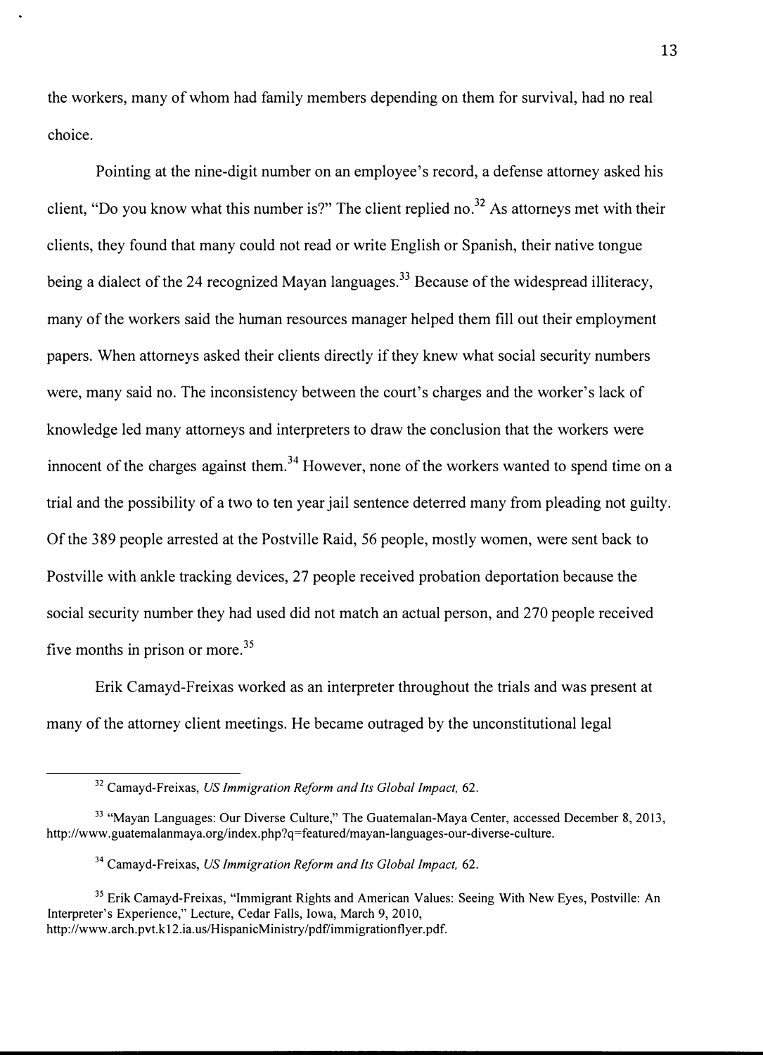the workers, many of whom had family members depending on them for survival, had no real choice.

Pointing at the nine-digit number on an employee's record, a defense attorney asked his client, "Do you know what this number is?" The client replied no.[32] As attorneys met with their clients, they found that many could not read or write English or Spanish, their native tongue being a dialect of the 24 recognized Mayan languages.[33] Because of the widespread illiteracy, many of the workers said the human resources manager helped them fill out their employment papers. When attorneys asked their clients directly if they knew what social security numbers were, many said no. The inconsistency between the court's charges and the worker's lack of knowledge led many attorneys and interpreters to draw the conclusion that the workers were innocent of the charges against them.[34] However, none of the workers wanted to spend time on a trial and the possibility of a two to ten year jail sentence deterred many from pleading not guilty. Of the 389 people arrested at the Postville Raid, 56 people, mostly women, were sent back to Postville with ankle tracking devices, 27 people received probation deportation because the social security number they had used did not match an actual person, and 270 people received five months in prison or more.[35]

Erik Camayd-Freixas worked as an interpreter throughout the trials and was present at many of the attorney client meetings. He became outraged by the unconstitutional legal

---

[32] Camayd-Freixas, *US Immigration Reform and Its Global Impact,* 62.

[33] "Mayan Languages: Our Diverse Culture," The Guatemalan-Maya Center, accessed December 8, 2013, http://www.guatemalanmaya.org/index.php?q=featured/mayan-languages-our-diverse-culture.

[34] Camayd-Freixas, *US Immigration Reform and Its Global Impact,* 62.

[35] Erik Camayd-Freixas, "Immigrant Rights and American Values: Seeing With New Eyes, Postville: An Interpreter's Experience," Lecture, Cedar Falls, Iowa, March 9, 2010, http://www.arch.pvt.k12.ia.us/HispanicMinistry/pdf/immigrationflyer.pdf.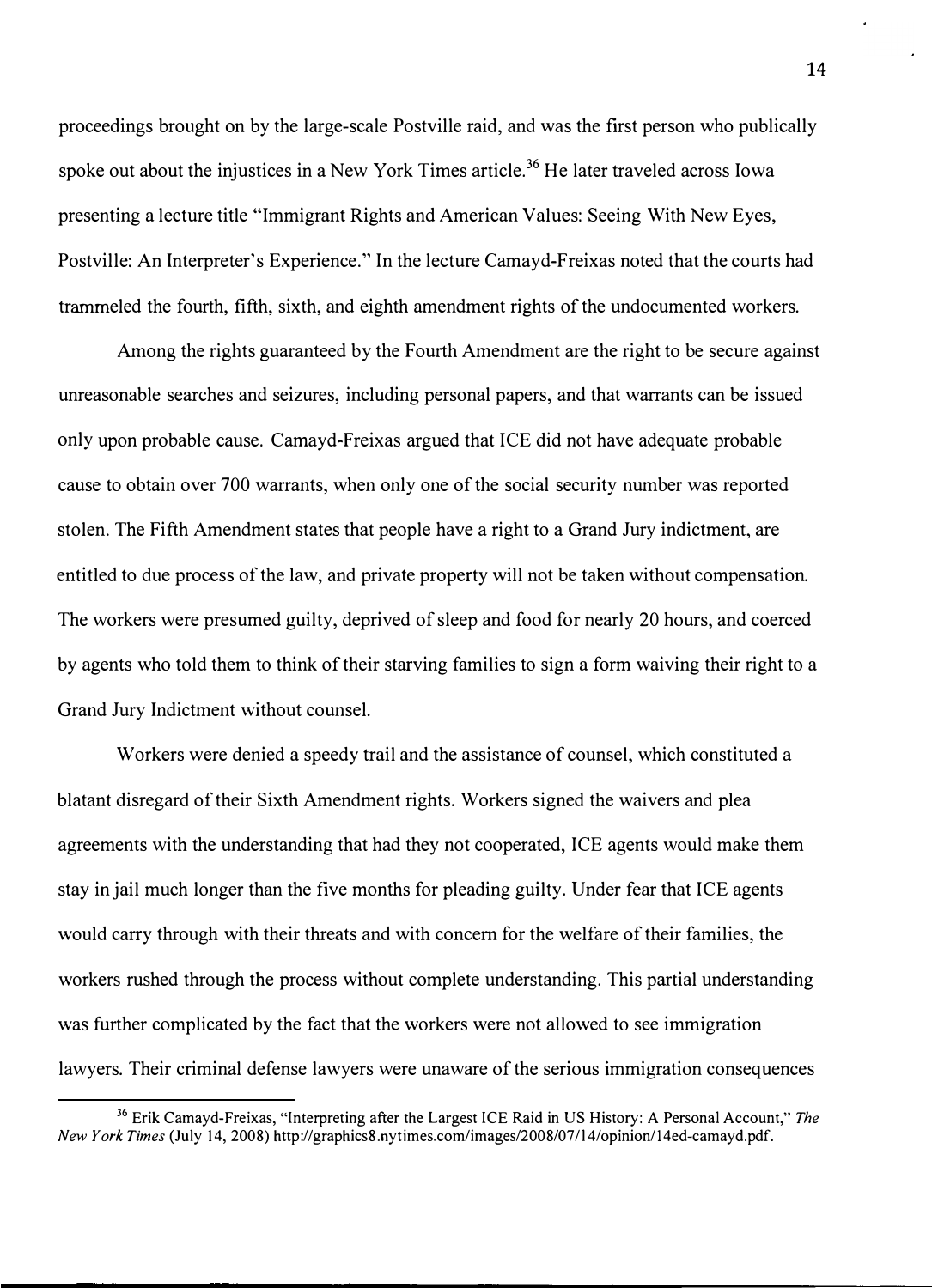proceedings brought on by the large-scale Postville raid, and was the first person who publically spoke out about the injustices in a New York Times article.[36] He later traveled across Iowa presenting a lecture title "Immigrant Rights and American Values: Seeing With New Eyes, Postville: An Interpreter's Experience." In the lecture Camayd-Freixas noted that the courts had trammeled the fourth, fifth, sixth, and eighth amendment rights of the undocumented workers.

Among the rights guaranteed by the Fourth Amendment are the right to be secure against unreasonable searches and seizures, including personal papers, and that warrants can be issued only upon probable cause. Camayd-Freixas argued that ICE did not have adequate probable cause to obtain over 700 warrants, when only one of the social security number was reported stolen. The Fifth Amendment states that people have a right to a Grand Jury indictment, are entitled to due process of the law, and private property will not be taken without compensation. The workers were presumed guilty, deprived of sleep and food for nearly 20 hours, and coerced by agents who told them to think of their starving families to sign a form waiving their right to a Grand Jury Indictment without counsel.

Workers were denied a speedy trail and the assistance of counsel, which constituted a blatant disregard of their Sixth Amendment rights. Workers signed the waivers and plea agreements with the understanding that had they not cooperated, ICE agents would make them stay in jail much longer than the five months for pleading guilty. Under fear that ICE agents would carry through with their threats and with concern for the welfare of their families, the workers rushed through the process without complete understanding. This partial understanding was further complicated by the fact that the workers were not allowed to see immigration lawyers. Their criminal defense lawyers were unaware of the serious immigration consequences

---

[36] Erik Camayd-Freixas, "Interpreting after the Largest ICE Raid in US History: A Personal Account," *The New York Times* (July 14, 2008) http://graphics8.nytimes.com/images/2008/07/14/opinion/14ed-camayd.pdf.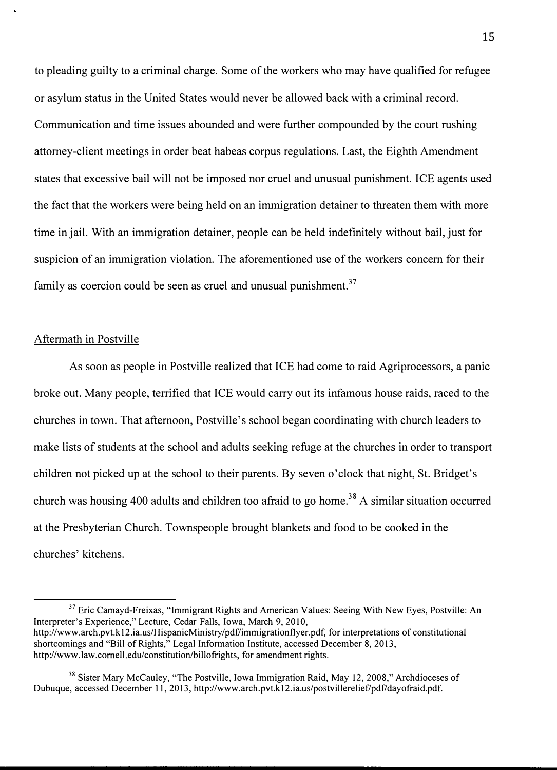to pleading guilty to a criminal charge. Some of the workers who may have qualified for refugee or asylum status in the United States would never be allowed back with a criminal record. Communication and time issues abounded and were further compounded by the court rushing attorney-client meetings in order beat habeas corpus regulations. Last, the Eighth Amendment states that excessive bail will not be imposed nor cruel and unusual punishment. ICE agents used the fact that the workers were being held on an immigration detainer to threaten them with more time in jail. With an immigration detainer, people can be held indefinitely without bail, just for suspicion of an immigration violation. The aforementioned use of the workers concern for their family as coercion could be seen as cruel and unusual punishment.[37]

## Aftermath in Postville

As soon as people in Postville realized that ICE had come to raid Agriprocessors, a panic broke out. Many people, terrified that ICE would carry out its infamous house raids, raced to the churches in town. That afternoon, Postville's school began coordinating with church leaders to make lists of students at the school and adults seeking refuge at the churches in order to transport children not picked up at the school to their parents. By seven o'clock that night, St. Bridget's church was housing 400 adults and children too afraid to go home.[38] A similar situation occurred at the Presbyterian Church. Townspeople brought blankets and food to be cooked in the churches' kitchens.

---

[37] Eric Camayd-Freixas, "Immigrant Rights and American Values: Seeing With New Eyes, Postville: An Interpreter's Experience," Lecture, Cedar Falls, Iowa, March 9, 2010, http://www.arch.pvt.k12.ia.us/HispanicMinistry/pdf/immigrationflyer.pdf, for interpretations of constitutional shortcomings and "Bill of Rights," Legal Information Institute, accessed December 8, 2013, http://www.law.cornell.edu/constitution/billofrights, for amendment rights.

[38] Sister Mary McCauley, "The Postville, Iowa Immigration Raid, May 12, 2008," Archdioceses of Dubuque, accessed December 11, 2013, http://www.arch.pvt.k12.ia.us/postvillerelief/pdf/dayofraid.pdf.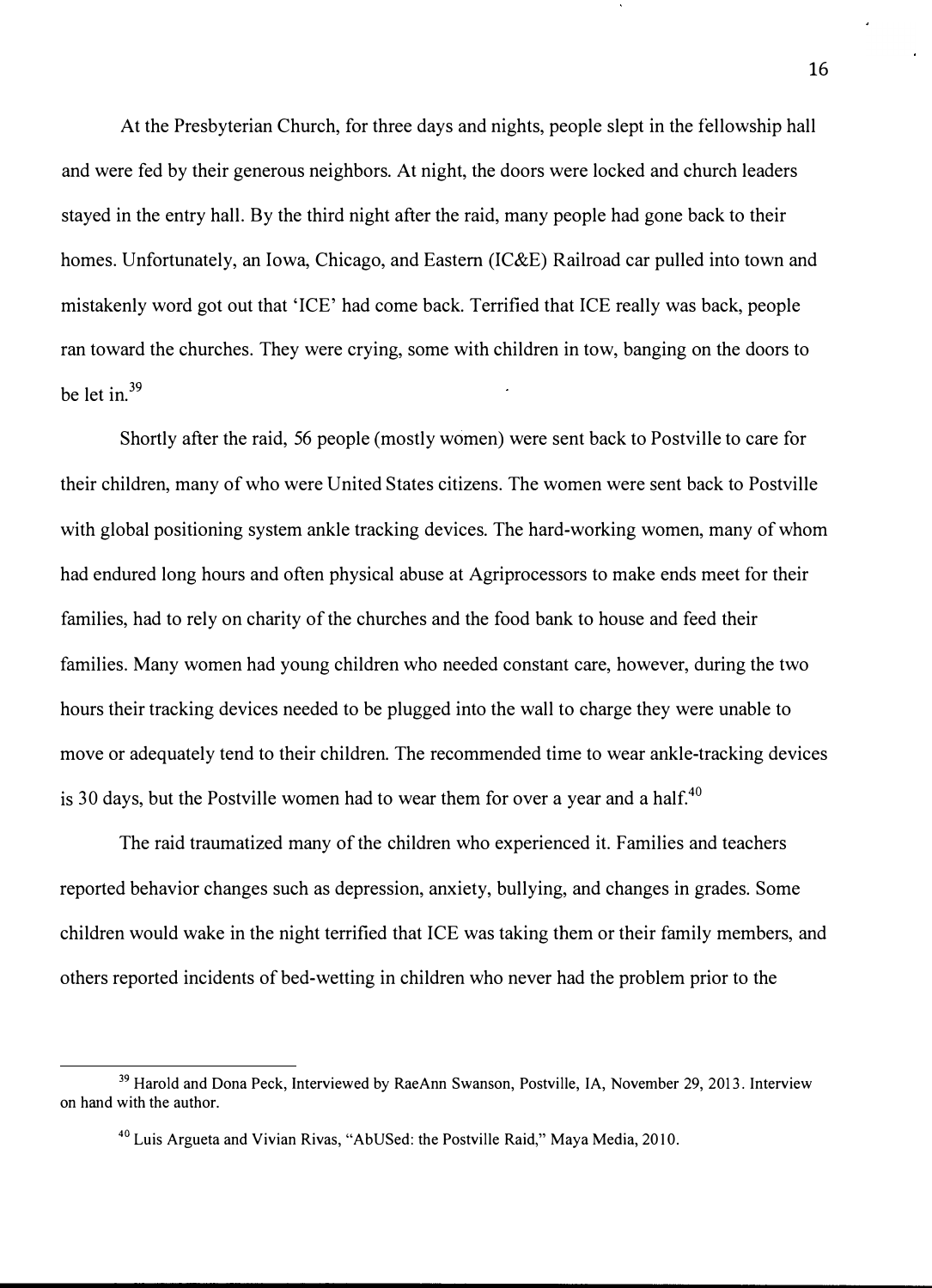At the Presbyterian Church, for three days and nights, people slept in the fellowship hall and were fed by their generous neighbors. At night, the doors were locked and church leaders stayed in the entry hall. By the third night after the raid, many people had gone back to their homes. Unfortunately, an Iowa, Chicago, and Eastern (IC&E) Railroad car pulled into town and mistakenly word got out that 'ICE' had come back. Terrified that ICE really was back, people ran toward the churches. They were crying, some with children in tow, banging on the doors to be let in.[39]

Shortly after the raid, 56 people (mostly women) were sent back to Postville to care for their children, many of who were United States citizens. The women were sent back to Postville with global positioning system ankle tracking devices. The hard-working women, many of whom had endured long hours and often physical abuse at Agriprocessors to make ends meet for their families, had to rely on charity of the churches and the food bank to house and feed their families. Many women had young children who needed constant care, however, during the two hours their tracking devices needed to be plugged into the wall to charge they were unable to move or adequately tend to their children. The recommended time to wear ankle-tracking devices is 30 days, but the Postville women had to wear them for over a year and a half.[40]

The raid traumatized many of the children who experienced it. Families and teachers reported behavior changes such as depression, anxiety, bullying, and changes in grades. Some children would wake in the night terrified that ICE was taking them or their family members, and others reported incidents of bed-wetting in children who never had the problem prior to the

---

[39] Harold and Dona Peck, Interviewed by RaeAnn Swanson, Postville, IA, November 29, 2013. Interview on hand with the author.

[40] Luis Argueta and Vivian Rivas, "AbUSed: the Postville Raid," Maya Media, 2010.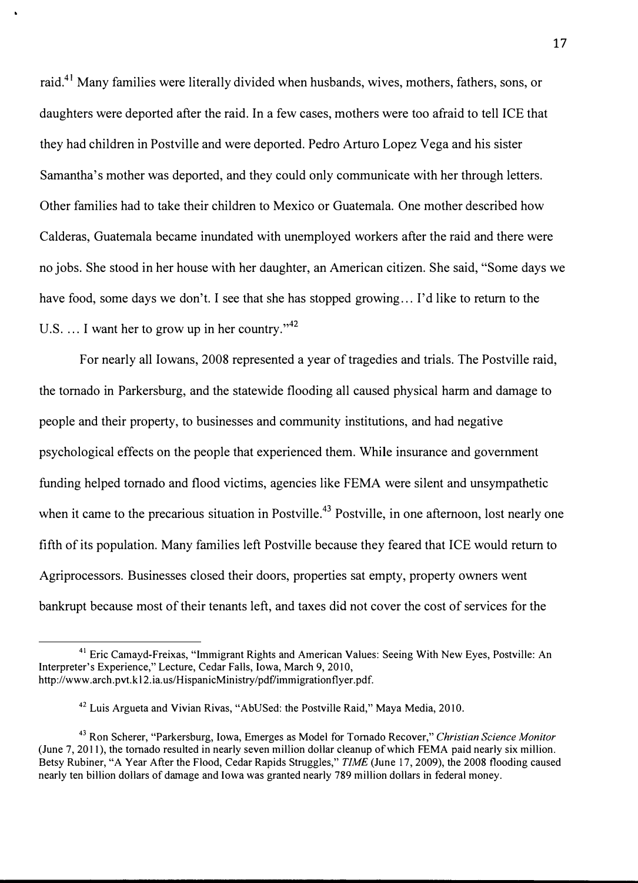raid.[41] Many families were literally divided when husbands, wives, mothers, fathers, sons, or daughters were deported after the raid. In a few cases, mothers were too afraid to tell ICE that they had children in Postville and were deported. Pedro Arturo Lopez Vega and his sister Samantha's mother was deported, and they could only communicate with her through letters. Other families had to take their children to Mexico or Guatemala. One mother described how Calderas, Guatemala became inundated with unemployed workers after the raid and there were no jobs. She stood in her house with her daughter, an American citizen. She said, "Some days we have food, some days we don't. I see that she has stopped growing… I'd like to return to the U.S. … I want her to grow up in her country."[42]

For nearly all Iowans, 2008 represented a year of tragedies and trials. The Postville raid, the tornado in Parkersburg, and the statewide flooding all caused physical harm and damage to people and their property, to businesses and community institutions, and had negative psychological effects on the people that experienced them. While insurance and government funding helped tornado and flood victims, agencies like FEMA were silent and unsympathetic when it came to the precarious situation in Postville.[43] Postville, in one afternoon, lost nearly one fifth of its population. Many families left Postville because they feared that ICE would return to Agriprocessors. Businesses closed their doors, properties sat empty, property owners went bankrupt because most of their tenants left, and taxes did not cover the cost of services for the

---

[41] Eric Camayd-Freixas, "Immigrant Rights and American Values: Seeing With New Eyes, Postville: An Interpreter's Experience," Lecture, Cedar Falls, Iowa, March 9, 2010, http://www.arch.pvt.k12.ia.us/HispanicMinistry/pdf/immigrationflyer.pdf.

[42] Luis Argueta and Vivian Rivas, "AbUSed: the Postville Raid," Maya Media, 2010.

[43] Ron Scherer, "Parkersburg, Iowa, Emerges as Model for Tornado Recover," *Christian Science Monitor* (June 7, 2011), the tornado resulted in nearly seven million dollar cleanup of which FEMA paid nearly six million. Betsy Rubiner, "A Year After the Flood, Cedar Rapids Struggles," *TIME* (June 17, 2009), the 2008 flooding caused nearly ten billion dollars of damage and Iowa was granted nearly 789 million dollars in federal money.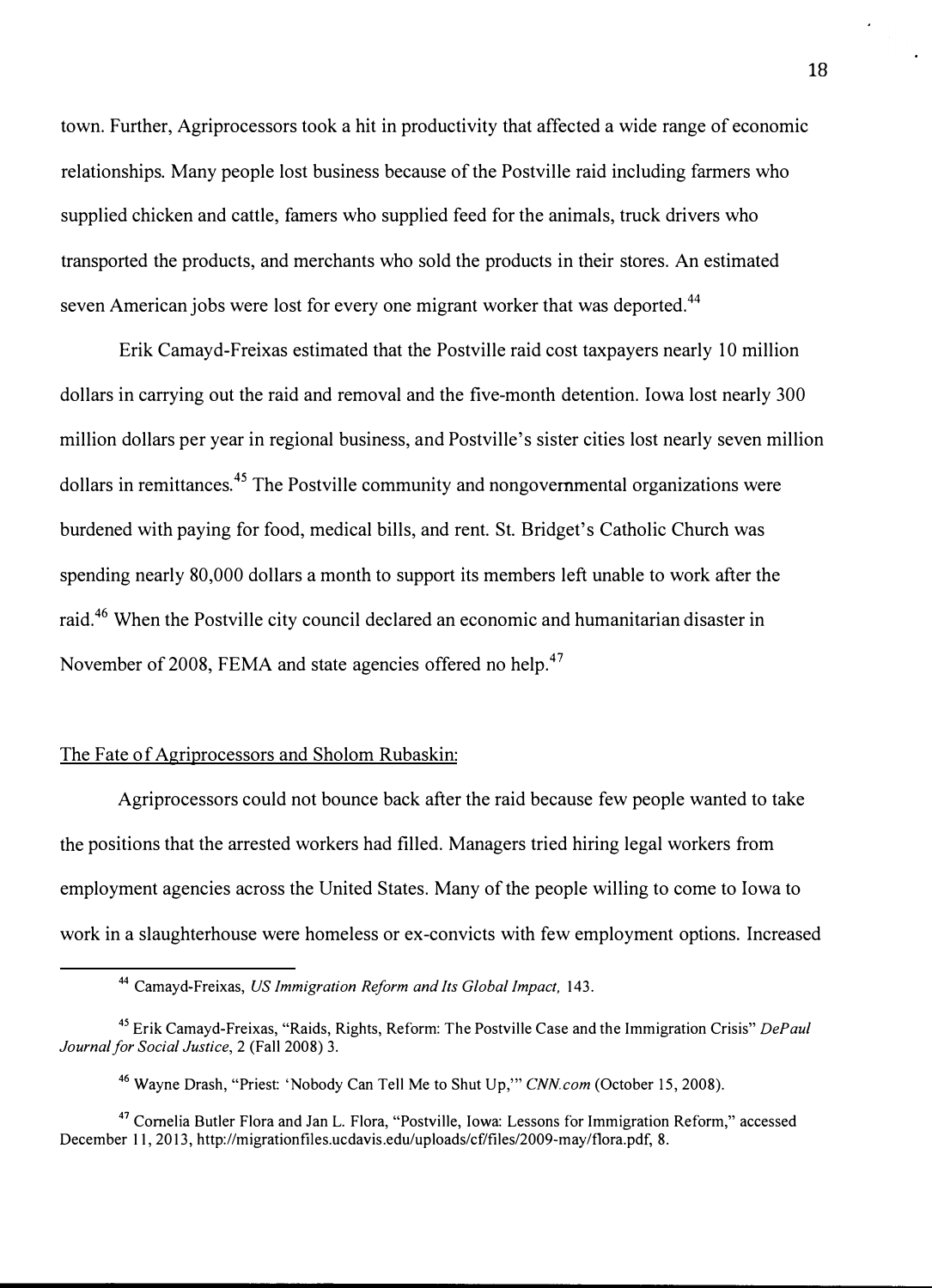town. Further, Agriprocessors took a hit in productivity that affected a wide range of economic relationships. Many people lost business because of the Postville raid including farmers who supplied chicken and cattle, famers who supplied feed for the animals, truck drivers who transported the products, and merchants who sold the products in their stores. An estimated seven American jobs were lost for every one migrant worker that was deported.[44]

Erik Camayd-Freixas estimated that the Postville raid cost taxpayers nearly 10 million dollars in carrying out the raid and removal and the five-month detention. Iowa lost nearly 300 million dollars per year in regional business, and Postville's sister cities lost nearly seven million dollars in remittances.[45] The Postville community and nongovernmental organizations were burdened with paying for food, medical bills, and rent. St. Bridget's Catholic Church was spending nearly 80,000 dollars a month to support its members left unable to work after the raid.[46] When the Postville city council declared an economic and humanitarian disaster in November of 2008, FEMA and state agencies offered no help.[47]

## The Fate of Agriprocessors and Sholom Rubaskin:

Agriprocessors could not bounce back after the raid because few people wanted to take the positions that the arrested workers had filled. Managers tried hiring legal workers from employment agencies across the United States. Many of the people willing to come to Iowa to work in a slaughterhouse were homeless or ex-convicts with few employment options. Increased

---

[44] Camayd-Freixas, *US Immigration Reform and Its Global Impact,* 143.

[45] Erik Camayd-Freixas, "Raids, Rights, Reform: The Postville Case and the Immigration Crisis" *DePaul Journal for Social Justice*, 2 (Fall 2008) 3.

[46] Wayne Drash, "Priest: 'Nobody Can Tell Me to Shut Up,'" *CNN.com* (October 15, 2008).

[47] Cornelia Butler Flora and Jan L. Flora, "Postville, Iowa: Lessons for Immigration Reform," accessed December 11, 2013, http://migrationfiles.ucdavis.edu/uploads/cf/files/2009-may/flora.pdf, 8.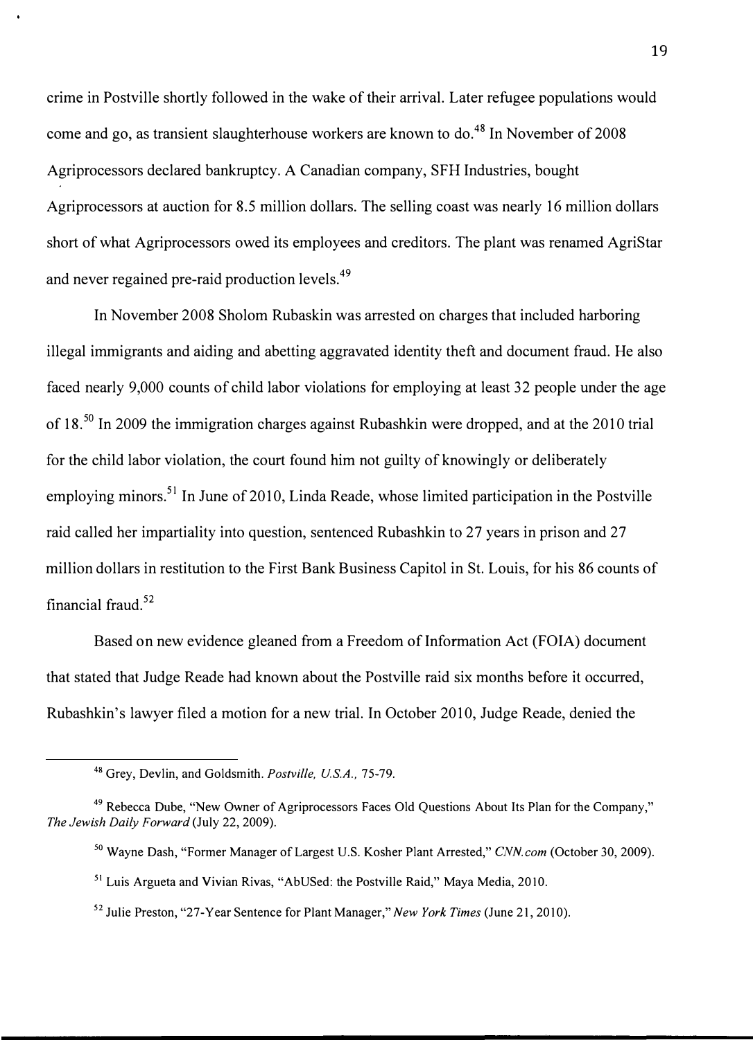crime in Postville shortly followed in the wake of their arrival. Later refugee populations would come and go, as transient slaughterhouse workers are known to do.[48] In November of 2008 Agriprocessors declared bankruptcy. A Canadian company, SFH Industries, bought Agriprocessors at auction for 8.5 million dollars. The selling coast was nearly 16 million dollars short of what Agriprocessors owed its employees and creditors. The plant was renamed AgriStar and never regained pre-raid production levels.[49]

In November 2008 Sholom Rubaskin was arrested on charges that included harboring illegal immigrants and aiding and abetting aggravated identity theft and document fraud. He also faced nearly 9,000 counts of child labor violations for employing at least 32 people under the age of 18.[50] In 2009 the immigration charges against Rubashkin were dropped, and at the 2010 trial for the child labor violation, the court found him not guilty of knowingly or deliberately employing minors.[51] In June of 2010, Linda Reade, whose limited participation in the Postville raid called her impartiality into question, sentenced Rubashkin to 27 years in prison and 27 million dollars in restitution to the First Bank Business Capitol in St. Louis, for his 86 counts of financial fraud.[52]

Based on new evidence gleaned from a Freedom of Information Act (FOIA) document that stated that Judge Reade had known about the Postville raid six months before it occurred, Rubashkin's lawyer filed a motion for a new trial. In October 2010, Judge Reade, denied the

---

[48] Grey, Devlin, and Goldsmith. *Postville, U.S.A.*, 75-79.

[49] Rebecca Dube, "New Owner of Agriprocessors Faces Old Questions About Its Plan for the Company," *The Jewish Daily Forward* (July 22, 2009).

[50] Wayne Dash, "Former Manager of Largest U.S. Kosher Plant Arrested," *CNN.com* (October 30, 2009).

[51] Luis Argueta and Vivian Rivas, "AbUSed: the Postville Raid," Maya Media, 2010.

[52] Julie Preston, "27-Year Sentence for Plant Manager," *New York Times* (June 21, 2010).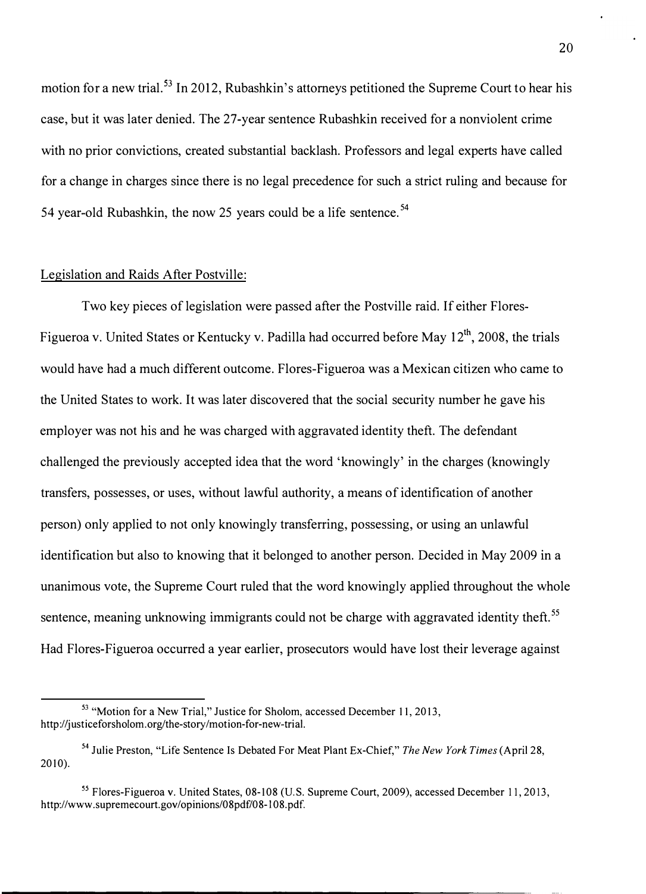motion for a new trial.[53] In 2012, Rubashkin's attorneys petitioned the Supreme Court to hear his case, but it was later denied. The 27-year sentence Rubashkin received for a nonviolent crime with no prior convictions, created substantial backlash. Professors and legal experts have called for a change in charges since there is no legal precedence for such a strict ruling and because for 54 year-old Rubashkin, the now 25 years could be a life sentence.[54]

Legislation and Raids After Postville:

Two key pieces of legislation were passed after the Postville raid. If either Flores-Figueroa v. United States or Kentucky v. Padilla had occurred before May 12th, 2008, the trials would have had a much different outcome. Flores-Figueroa was a Mexican citizen who came to the United States to work. It was later discovered that the social security number he gave his employer was not his and he was charged with aggravated identity theft. The defendant challenged the previously accepted idea that the word 'knowingly' in the charges (knowingly transfers, possesses, or uses, without lawful authority, a means of identification of another person) only applied to not only knowingly transferring, possessing, or using an unlawful identification but also to knowing that it belonged to another person. Decided in May 2009 in a unanimous vote, the Supreme Court ruled that the word knowingly applied throughout the whole sentence, meaning unknowing immigrants could not be charge with aggravated identity theft.[55] Had Flores-Figueroa occurred a year earlier, prosecutors would have lost their leverage against

---

[53] "Motion for a New Trial," Justice for Sholom, accessed December 11, 2013, http://justiceforsholom.org/the-story/motion-for-new-trial.

[54] Julie Preston, "Life Sentence Is Debated For Meat Plant Ex-Chief," *The New York Times* (April 28, 2010).

[55] Flores-Figueroa v. United States, 08-108 (U.S. Supreme Court, 2009), accessed December 11, 2013, http://www.supremecourt.gov/opinions/08pdf/08-108.pdf.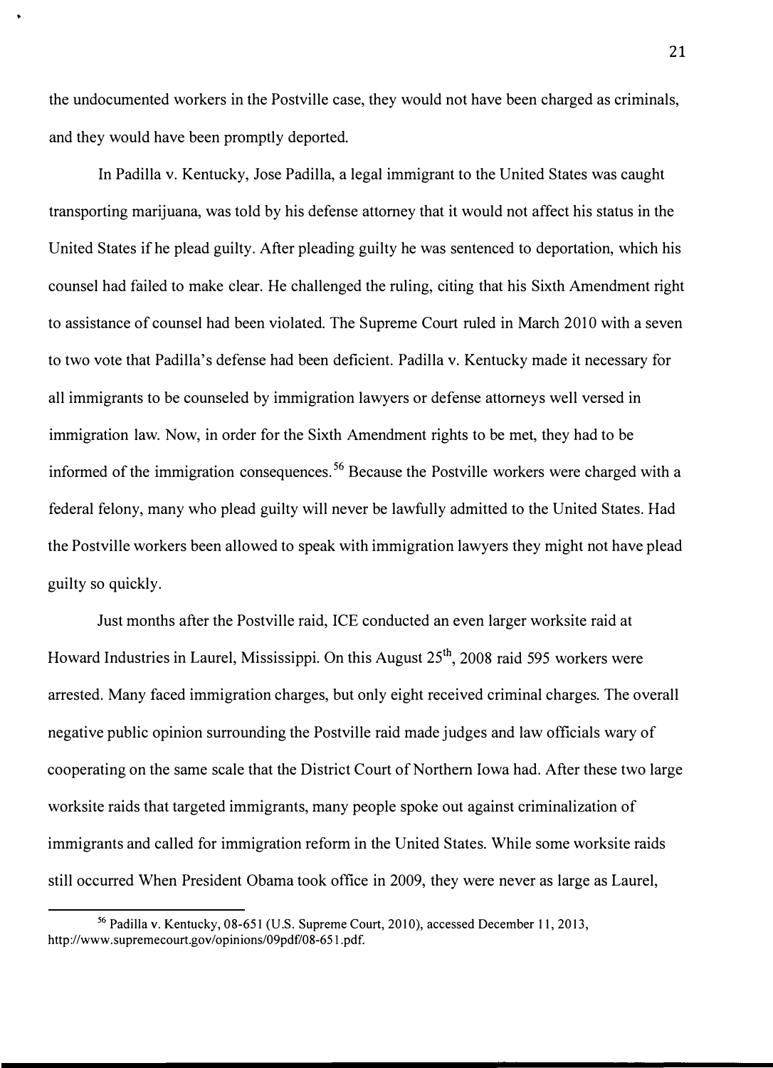the undocumented workers in the Postville case, they would not have been charged as criminals, and they would have been promptly deported.

In Padilla v. Kentucky, Jose Padilla, a legal immigrant to the United States was caught transporting marijuana, was told by his defense attorney that it would not affect his status in the United States if he plead guilty. After pleading guilty he was sentenced to deportation, which his counsel had failed to make clear. He challenged the ruling, citing that his Sixth Amendment right to assistance of counsel had been violated. The Supreme Court ruled in March 2010 with a seven to two vote that Padilla's defense had been deficient. Padilla v. Kentucky made it necessary for all immigrants to be counseled by immigration lawyers or defense attorneys well versed in immigration law. Now, in order for the Sixth Amendment rights to be met, they had to be informed of the immigration consequences.[56] Because the Postville workers were charged with a federal felony, many who plead guilty will never be lawfully admitted to the United States. Had the Postville workers been allowed to speak with immigration lawyers they might not have plead guilty so quickly.

Just months after the Postville raid, ICE conducted an even larger worksite raid at Howard Industries in Laurel, Mississippi. On this August 25th, 2008 raid 595 workers were arrested. Many faced immigration charges, but only eight received criminal charges. The overall negative public opinion surrounding the Postville raid made judges and law officials wary of cooperating on the same scale that the District Court of Northern Iowa had. After these two large worksite raids that targeted immigrants, many people spoke out against criminalization of immigrants and called for immigration reform in the United States. While some worksite raids still occurred When President Obama took office in 2009, they were never as large as Laurel,

---

[56] Padilla v. Kentucky, 08-651 (U.S. Supreme Court, 2010), accessed December 11, 2013, http://www.supremecourt.gov/opinions/09pdf/08-651.pdf.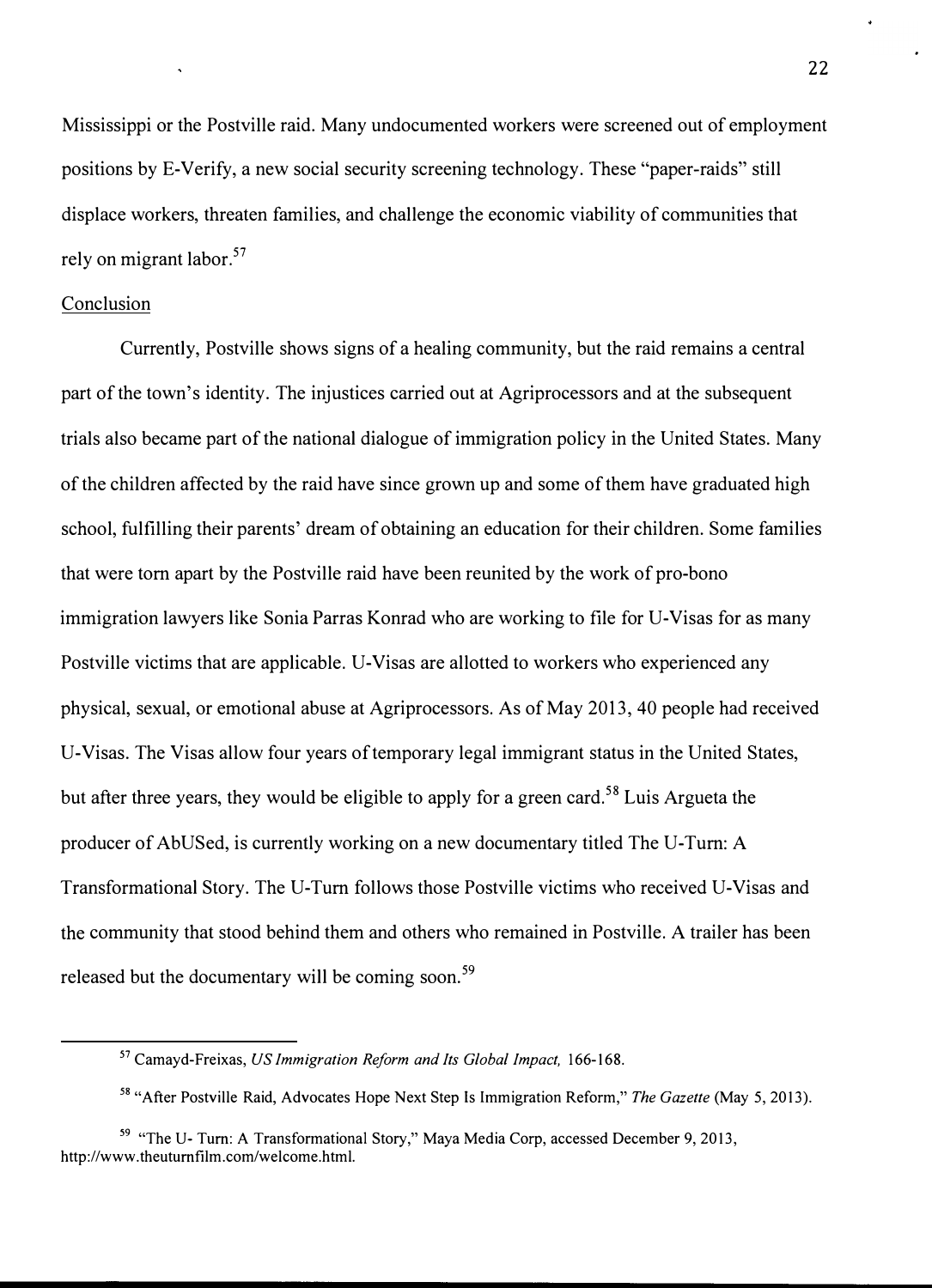Mississippi or the Postville raid. Many undocumented workers were screened out of employment positions by E-Verify, a new social security screening technology. These "paper-raids" still displace workers, threaten families, and challenge the economic viability of communities that rely on migrant labor.[57]

Conclusion

Currently, Postville shows signs of a healing community, but the raid remains a central part of the town's identity. The injustices carried out at Agriprocessors and at the subsequent trials also became part of the national dialogue of immigration policy in the United States. Many of the children affected by the raid have since grown up and some of them have graduated high school, fulfilling their parents' dream of obtaining an education for their children. Some families that were torn apart by the Postville raid have been reunited by the work of pro-bono immigration lawyers like Sonia Parras Konrad who are working to file for U-Visas for as many Postville victims that are applicable. U-Visas are allotted to workers who experienced any physical, sexual, or emotional abuse at Agriprocessors. As of May 2013, 40 people had received U-Visas. The Visas allow four years of temporary legal immigrant status in the United States, but after three years, they would be eligible to apply for a green card.[58] Luis Argueta the producer of AbUSed, is currently working on a new documentary titled The U-Turn: A Transformational Story. The U-Turn follows those Postville victims who received U-Visas and the community that stood behind them and others who remained in Postville. A trailer has been released but the documentary will be coming soon.[59]

---

[57] Camayd-Freixas, *US Immigration Reform and Its Global Impact,* 166-168.

[58] "After Postville Raid, Advocates Hope Next Step Is Immigration Reform," *The Gazette* (May 5, 2013).

[59] "The U- Turn: A Transformational Story," Maya Media Corp, accessed December 9, 2013, http://www.theuturnfilm.com/welcome.html.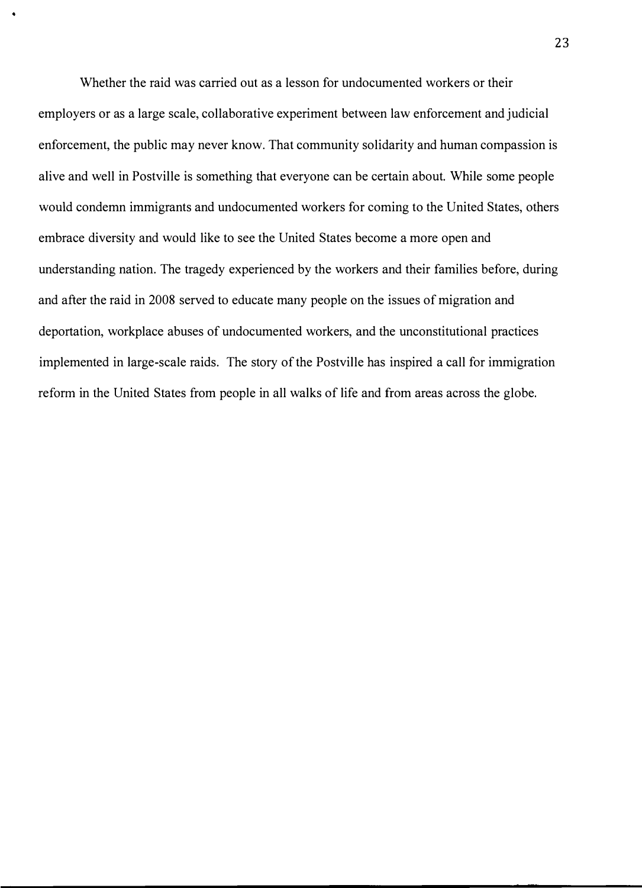Whether the raid was carried out as a lesson for undocumented workers or their employers or as a large scale, collaborative experiment between law enforcement and judicial enforcement, the public may never know. That community solidarity and human compassion is alive and well in Postville is something that everyone can be certain about. While some people would condemn immigrants and undocumented workers for coming to the United States, others embrace diversity and would like to see the United States become a more open and understanding nation. The tragedy experienced by the workers and their families before, during and after the raid in 2008 served to educate many people on the issues of migration and deportation, workplace abuses of undocumented workers, and the unconstitutional practices implemented in large-scale raids. The story of the Postville has inspired a call for immigration reform in the United States from people in all walks of life and from areas across the globe.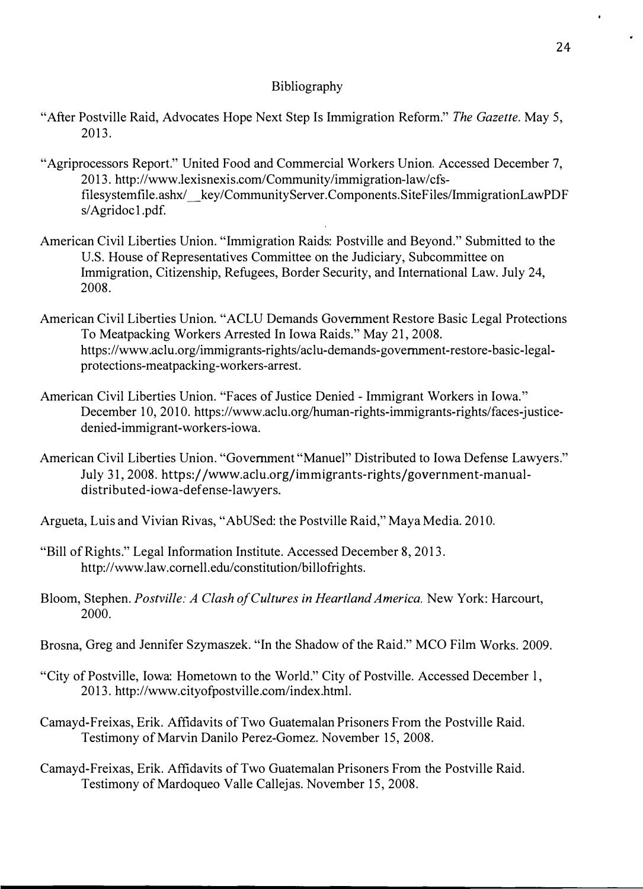# Bibliography

"After Postville Raid, Advocates Hope Next Step Is Immigration Reform." *The Gazette.* May 5, 2013.

"Agriprocessors Report." United Food and Commercial Workers Union. Accessed December 7, 2013. http://www.lexisnexis.com/Community/immigration-law/cfs-filesystemfile.ashx/__key/CommunityServer.Components.SiteFiles/ImmigrationLawPDFs/Agridoc1.pdf.

American Civil Liberties Union. "Immigration Raids: Postville and Beyond." Submitted to the U.S. House of Representatives Committee on the Judiciary, Subcommittee on Immigration, Citizenship, Refugees, Border Security, and International Law. July 24, 2008.

American Civil Liberties Union. "ACLU Demands Government Restore Basic Legal Protections To Meatpacking Workers Arrested In Iowa Raids." May 21, 2008. https://www.aclu.org/immigrants-rights/aclu-demands-government-restore-basic-legal-protections-meatpacking-workers-arrest.

American Civil Liberties Union. "Faces of Justice Denied - Immigrant Workers in Iowa." December 10, 2010. https://www.aclu.org/human-rights-immigrants-rights/faces-justice-denied-immigrant-workers-iowa.

American Civil Liberties Union. "Government "Manuel" Distributed to Iowa Defense Lawyers." July 31, 2008. https://www.aclu.org/immigrants-rights/government-manual-distributed-iowa-defense-lawyers.

Argueta, Luis and Vivian Rivas, "AbUSed: the Postville Raid," Maya Media. 2010.

"Bill of Rights." Legal Information Institute. Accessed December 8, 2013. http://www.law.cornell.edu/constitution/billofrights.

Bloom, Stephen. *Postville: A Clash of Cultures in Heartland America.* New York: Harcourt, 2000.

Brosna, Greg and Jennifer Szymaszek. "In the Shadow of the Raid." MCO Film Works. 2009.

"City of Postville, Iowa: Hometown to the World." City of Postville. Accessed December 1, 2013. http://www.cityofpostville.com/index.html.

Camayd-Freixas, Erik. Affidavits of Two Guatemalan Prisoners From the Postville Raid. Testimony of Marvin Danilo Perez-Gomez. November 15, 2008.

Camayd-Freixas, Erik. Affidavits of Two Guatemalan Prisoners From the Postville Raid. Testimony of Mardoqueo Valle Callejas. November 15, 2008.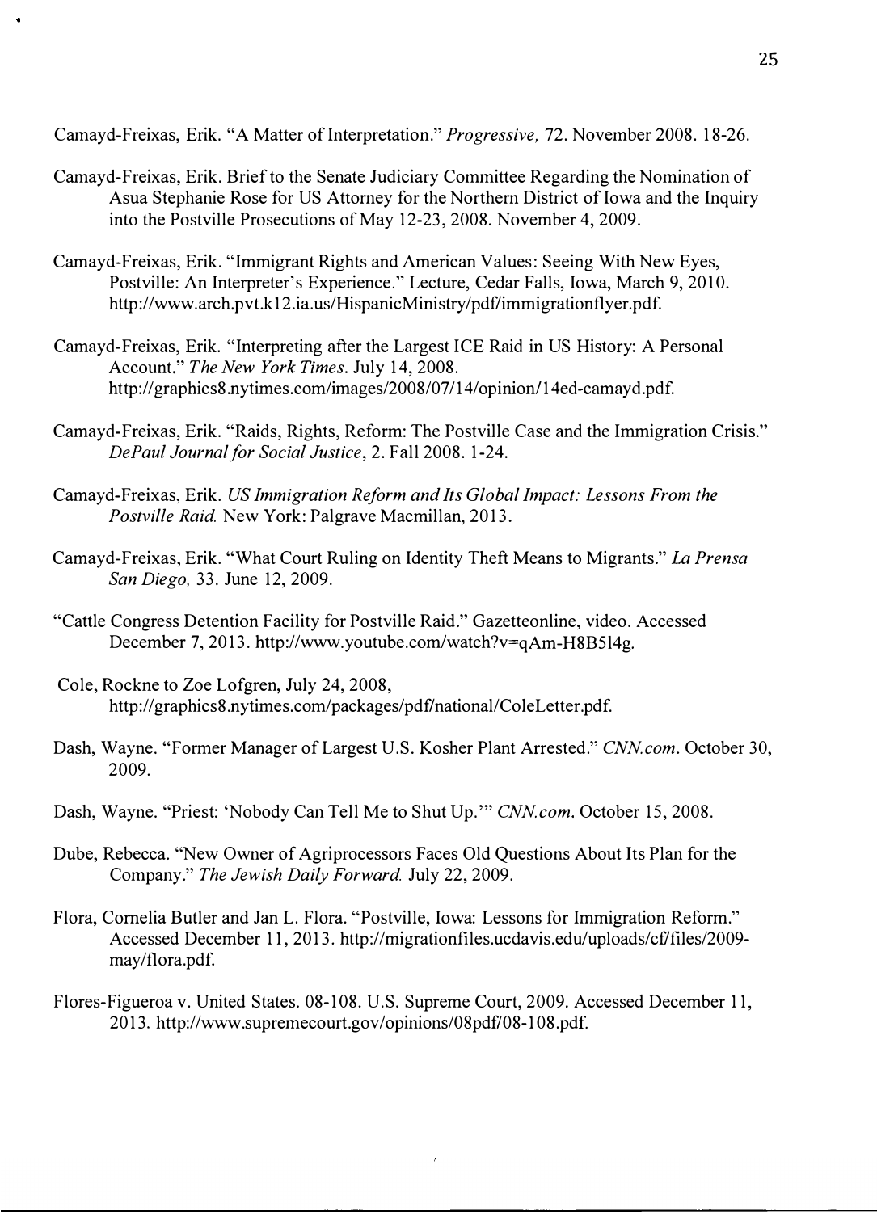Camayd-Freixas, Erik. "A Matter of Interpretation." *Progressive,* 72. November 2008. 18-26.

Camayd-Freixas, Erik. Brief to the Senate Judiciary Committee Regarding the Nomination of Asua Stephanie Rose for US Attorney for the Northern District of Iowa and the Inquiry into the Postville Prosecutions of May 12-23, 2008. November 4, 2009.

Camayd-Freixas, Erik. "Immigrant Rights and American Values: Seeing With New Eyes, Postville: An Interpreter's Experience." Lecture, Cedar Falls, Iowa, March 9, 2010. http://www.arch.pvt.k12.ia.us/HispanicMinistry/pdf/immigrationflyer.pdf.

Camayd-Freixas, Erik. "Interpreting after the Largest ICE Raid in US History: A Personal Account." *The New York Times.* July 14, 2008. http://graphics8.nytimes.com/images/2008/07/14/opinion/14ed-camayd.pdf.

Camayd-Freixas, Erik. "Raids, Rights, Reform: The Postville Case and the Immigration Crisis." *DePaul Journal for Social Justice*, 2. Fall 2008. 1-24.

Camayd-Freixas, Erik. *US Immigration Reform and Its Global Impact: Lessons From the Postville Raid.* New York: Palgrave Macmillan, 2013.

Camayd-Freixas, Erik. "What Court Ruling on Identity Theft Means to Migrants." *La Prensa San Diego,* 33. June 12, 2009.

"Cattle Congress Detention Facility for Postville Raid." Gazetteonline, video. Accessed December 7, 2013. http://www.youtube.com/watch?v=qAm-H8B514g.

Cole, Rockne to Zoe Lofgren, July 24, 2008, http://graphics8.nytimes.com/packages/pdf/national/ColeLetter.pdf.

Dash, Wayne. "Former Manager of Largest U.S. Kosher Plant Arrested." *CNN.com.* October 30, 2009.

Dash, Wayne. "Priest: 'Nobody Can Tell Me to Shut Up.'" *CNN.com.* October 15, 2008.

Dube, Rebecca. "New Owner of Agriprocessors Faces Old Questions About Its Plan for the Company." *The Jewish Daily Forward.* July 22, 2009.

Flora, Cornelia Butler and Jan L. Flora. "Postville, Iowa: Lessons for Immigration Reform." Accessed December 11, 2013. http://migrationfiles.ucdavis.edu/uploads/cf/files/2009-may/flora.pdf.

Flores-Figueroa v. United States. 08-108. U.S. Supreme Court, 2009. Accessed December 11, 2013. http://www.supremecourt.gov/opinions/08pdf/08-108.pdf.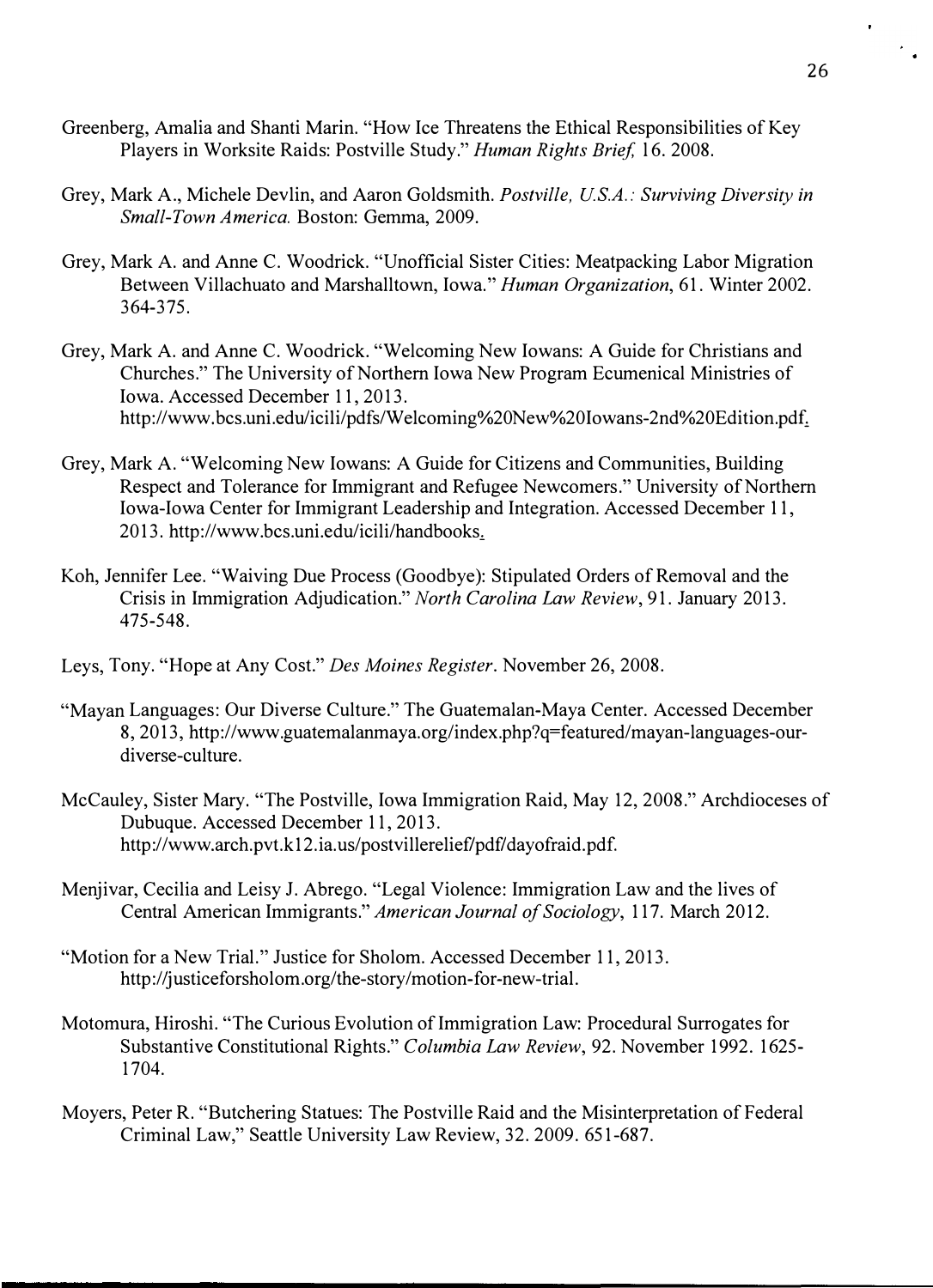Greenberg, Amalia and Shanti Marin. "How Ice Threatens the Ethical Responsibilities of Key Players in Worksite Raids: Postville Study." *Human Rights Brief*, 16. 2008.

Grey, Mark A., Michele Devlin, and Aaron Goldsmith. *Postville, U.S.A.: Surviving Diversity in Small-Town America.* Boston: Gemma, 2009.

Grey, Mark A. and Anne C. Woodrick. "Unofficial Sister Cities: Meatpacking Labor Migration Between Villachuato and Marshalltown, Iowa." *Human Organization*, 61. Winter 2002. 364-375.

Grey, Mark A. and Anne C. Woodrick. "Welcoming New Iowans: A Guide for Christians and Churches." The University of Northern Iowa New Program Ecumenical Ministries of Iowa. Accessed December 11, 2013. http://www.bcs.uni.edu/icili/pdfs/Welcoming%20New%20Iowans-2nd%20Edition.pdf.

Grey, Mark A. "Welcoming New Iowans: A Guide for Citizens and Communities, Building Respect and Tolerance for Immigrant and Refugee Newcomers." University of Northern Iowa-Iowa Center for Immigrant Leadership and Integration. Accessed December 11, 2013. http://www.bcs.uni.edu/icili/handbooks.

Koh, Jennifer Lee. "Waiving Due Process (Goodbye): Stipulated Orders of Removal and the Crisis in Immigration Adjudication." *North Carolina Law Review*, 91. January 2013. 475-548.

Leys, Tony. "Hope at Any Cost." *Des Moines Register*. November 26, 2008.

"Mayan Languages: Our Diverse Culture." The Guatemalan-Maya Center. Accessed December 8, 2013, http://www.guatemalanmaya.org/index.php?q=featured/mayan-languages-our-diverse-culture.

McCauley, Sister Mary. "The Postville, Iowa Immigration Raid, May 12, 2008." Archdioceses of Dubuque. Accessed December 11, 2013. http://www.arch.pvt.k12.ia.us/postvillerelief/pdf/dayofraid.pdf.

Menjivar, Cecilia and Leisy J. Abrego. "Legal Violence: Immigration Law and the lives of Central American Immigrants." *American Journal of Sociology*, 117. March 2012.

"Motion for a New Trial." Justice for Sholom. Accessed December 11, 2013. http://justiceforsholom.org/the-story/motion-for-new-trial.

Motomura, Hiroshi. "The Curious Evolution of Immigration Law: Procedural Surrogates for Substantive Constitutional Rights." *Columbia Law Review*, 92. November 1992. 1625-1704.

Moyers, Peter R. "Butchering Statues: The Postville Raid and the Misinterpretation of Federal Criminal Law," Seattle University Law Review, 32. 2009. 651-687.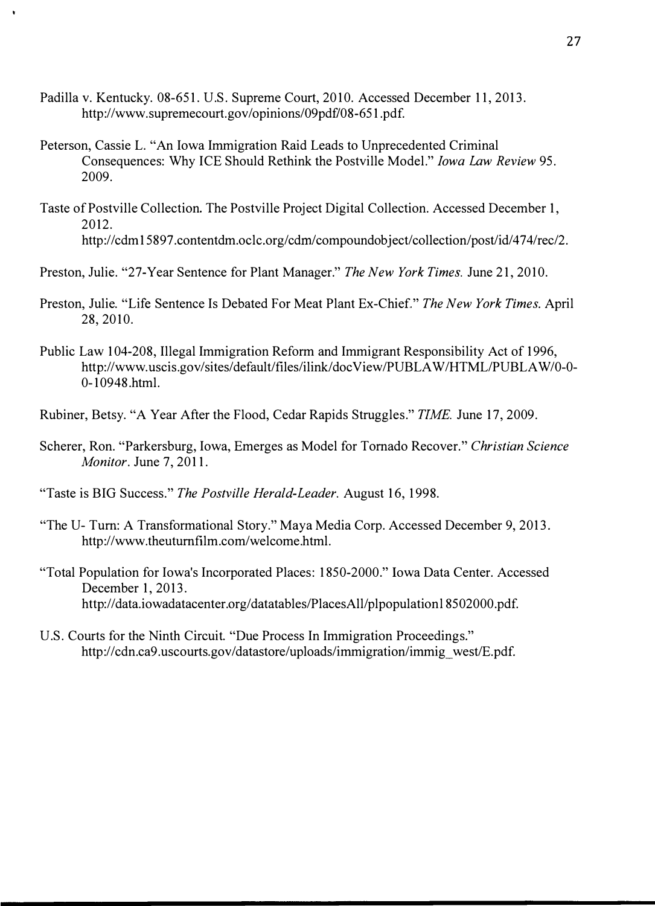Padilla v. Kentucky. 08-651. U.S. Supreme Court, 2010. Accessed December 11, 2013. http://www.supremecourt.gov/opinions/09pdf/08-651.pdf.

Peterson, Cassie L. "An Iowa Immigration Raid Leads to Unprecedented Criminal Consequences: Why ICE Should Rethink the Postville Model." *Iowa Law Review* 95. 2009.

Taste of Postville Collection. The Postville Project Digital Collection. Accessed December 1, 2012. http://cdm15897.contentdm.oclc.org/cdm/compoundobject/collection/post/id/474/rec/2.

Preston, Julie. "27-Year Sentence for Plant Manager." *The New York Times.* June 21, 2010.

Preston, Julie. "Life Sentence Is Debated For Meat Plant Ex-Chief." *The New York Times.* April 28, 2010.

Public Law 104-208, Illegal Immigration Reform and Immigrant Responsibility Act of 1996, http://www.uscis.gov/sites/default/files/ilink/docView/PUBLAW/HTML/PUBLAW/0-0-0-10948.html.

Rubiner, Betsy. "A Year After the Flood, Cedar Rapids Struggles." *TIME.* June 17, 2009.

Scherer, Ron. "Parkersburg, Iowa, Emerges as Model for Tornado Recover." *Christian Science Monitor*. June 7, 2011.

"Taste is BIG Success." *The Postville Herald-Leader.* August 16, 1998.

"The U- Turn: A Transformational Story." Maya Media Corp. Accessed December 9, 2013. http://www.theuturnfilm.com/welcome.html.

"Total Population for Iowa's Incorporated Places: 1850-2000." Iowa Data Center. Accessed December 1, 2013. http://data.iowadatacenter.org/datatables/PlacesAll/plpopulation18502000.pdf.

U.S. Courts for the Ninth Circuit. "Due Process In Immigration Proceedings." http://cdn.ca9.uscourts.gov/datastore/uploads/immigration/immig_west/E.pdf.